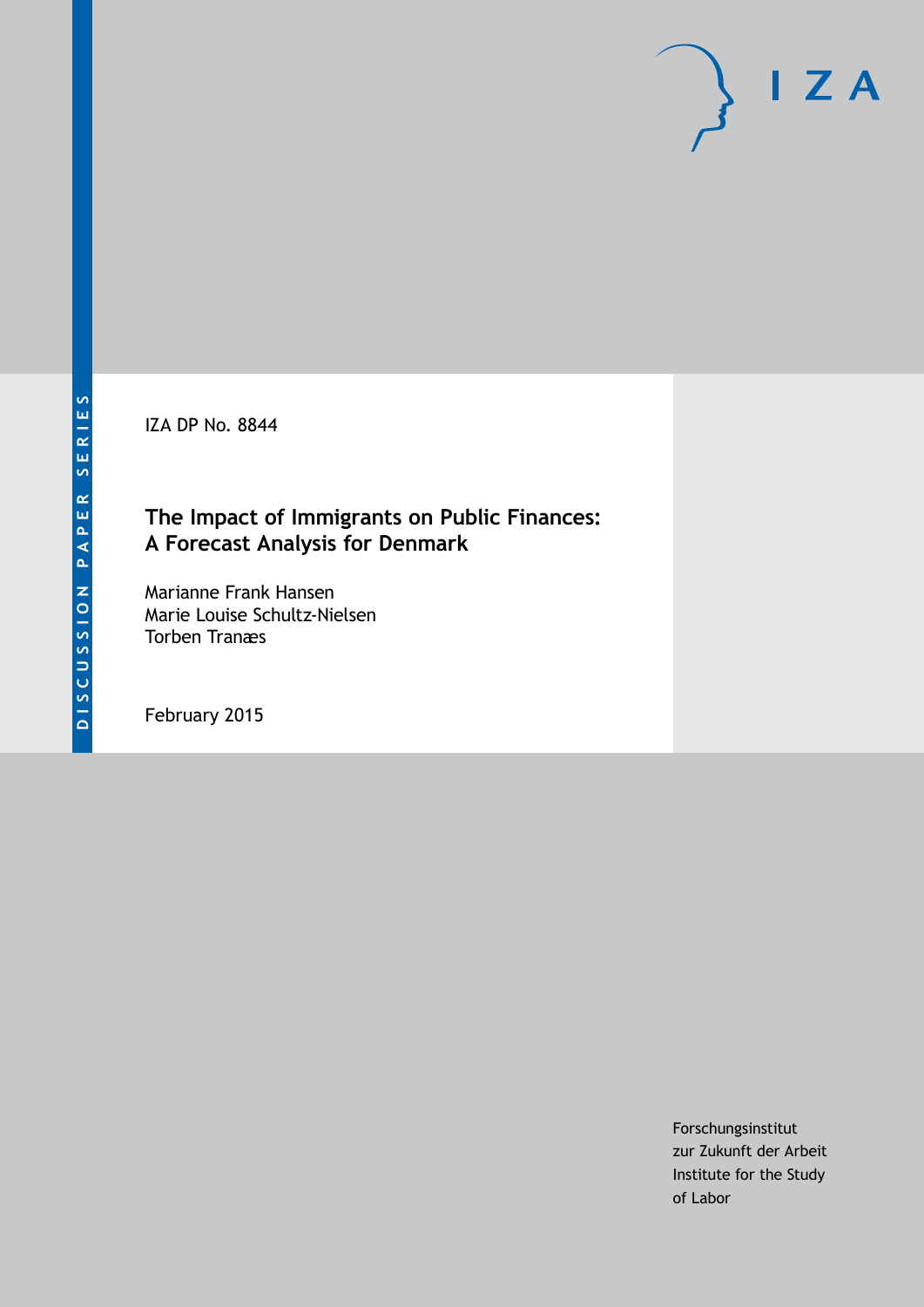DISCUSSION PAPER SERIES

IZA

IZA DP No. 8844

# The Impact of Immigrants on Public Finances: A Forecast Analysis for Denmark

Marianne Frank Hansen
Marie Louise Schultz-Nielsen
Torben Tranæs

February 2015

Forschungsinstitut
zur Zukunft der Arbeit
Institute for the Study
of Labor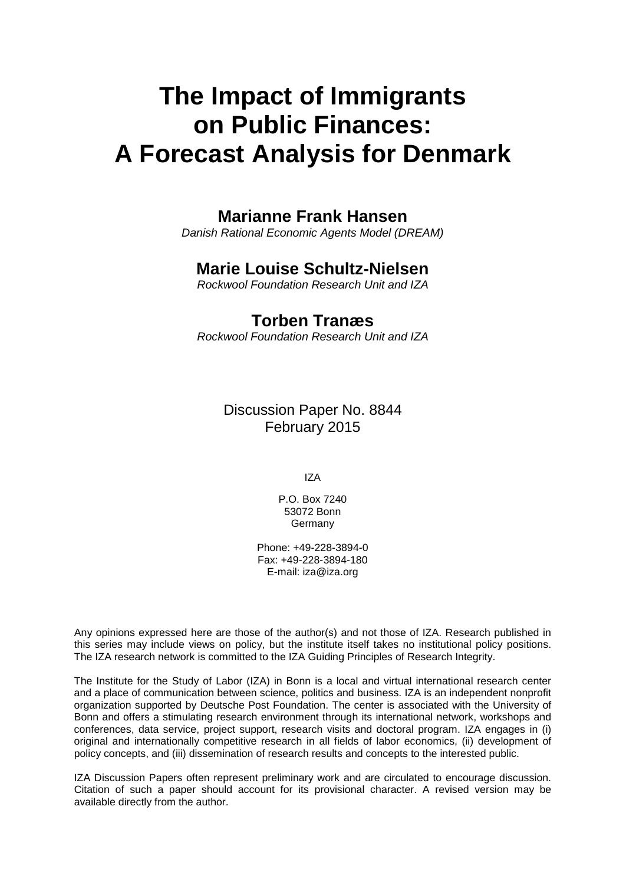# The Impact of Immigrants on Public Finances: A Forecast Analysis for Denmark

## Marianne Frank Hansen

*Danish Rational Economic Agents Model (DREAM)*

## Marie Louise Schultz-Nielsen

*Rockwool Foundation Research Unit and IZA*

## Torben Tranæs

*Rockwool Foundation Research Unit and IZA*

Discussion Paper No. 8844
February 2015

IZA

P.O. Box 7240
53072 Bonn
Germany

Phone: +49-228-3894-0
Fax: +49-228-3894-180
E-mail: iza@iza.org

Any opinions expressed here are those of the author(s) and not those of IZA. Research published in this series may include views on policy, but the institute itself takes no institutional policy positions. The IZA research network is committed to the IZA Guiding Principles of Research Integrity.

The Institute for the Study of Labor (IZA) in Bonn is a local and virtual international research center and a place of communication between science, politics and business. IZA is an independent nonprofit organization supported by Deutsche Post Foundation. The center is associated with the University of Bonn and offers a stimulating research environment through its international network, workshops and conferences, data service, project support, research visits and doctoral program. IZA engages in (i) original and internationally competitive research in all fields of labor economics, (ii) development of policy concepts, and (iii) dissemination of research results and concepts to the interested public.

IZA Discussion Papers often represent preliminary work and are circulated to encourage discussion. Citation of such a paper should account for its provisional character. A revised version may be available directly from the author.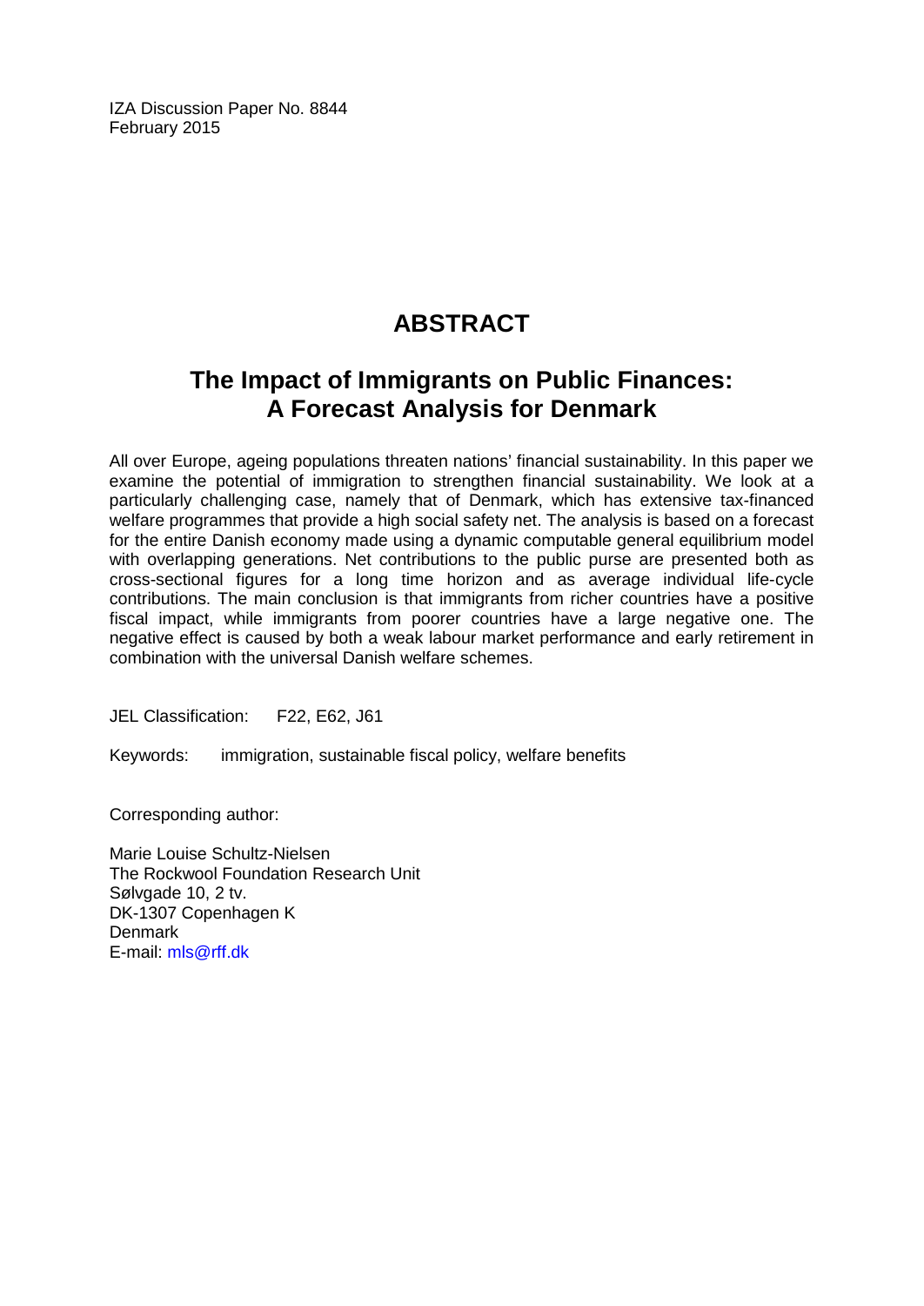IZA Discussion Paper No. 8844
February 2015

# ABSTRACT

## The Impact of Immigrants on Public Finances: A Forecast Analysis for Denmark

All over Europe, ageing populations threaten nations' financial sustainability. In this paper we examine the potential of immigration to strengthen financial sustainability. We look at a particularly challenging case, namely that of Denmark, which has extensive tax-financed welfare programmes that provide a high social safety net. The analysis is based on a forecast for the entire Danish economy made using a dynamic computable general equilibrium model with overlapping generations. Net contributions to the public purse are presented both as cross-sectional figures for a long time horizon and as average individual life-cycle contributions. The main conclusion is that immigrants from richer countries have a positive fiscal impact, while immigrants from poorer countries have a large negative one. The negative effect is caused by both a weak labour market performance and early retirement in combination with the universal Danish welfare schemes.

JEL Classification: F22, E62, J61

Keywords: immigration, sustainable fiscal policy, welfare benefits

Corresponding author:

Marie Louise Schultz-Nielsen
The Rockwool Foundation Research Unit
Sølvgade 10, 2 tv.
DK-1307 Copenhagen K
Denmark
E-mail: mls@rff.dk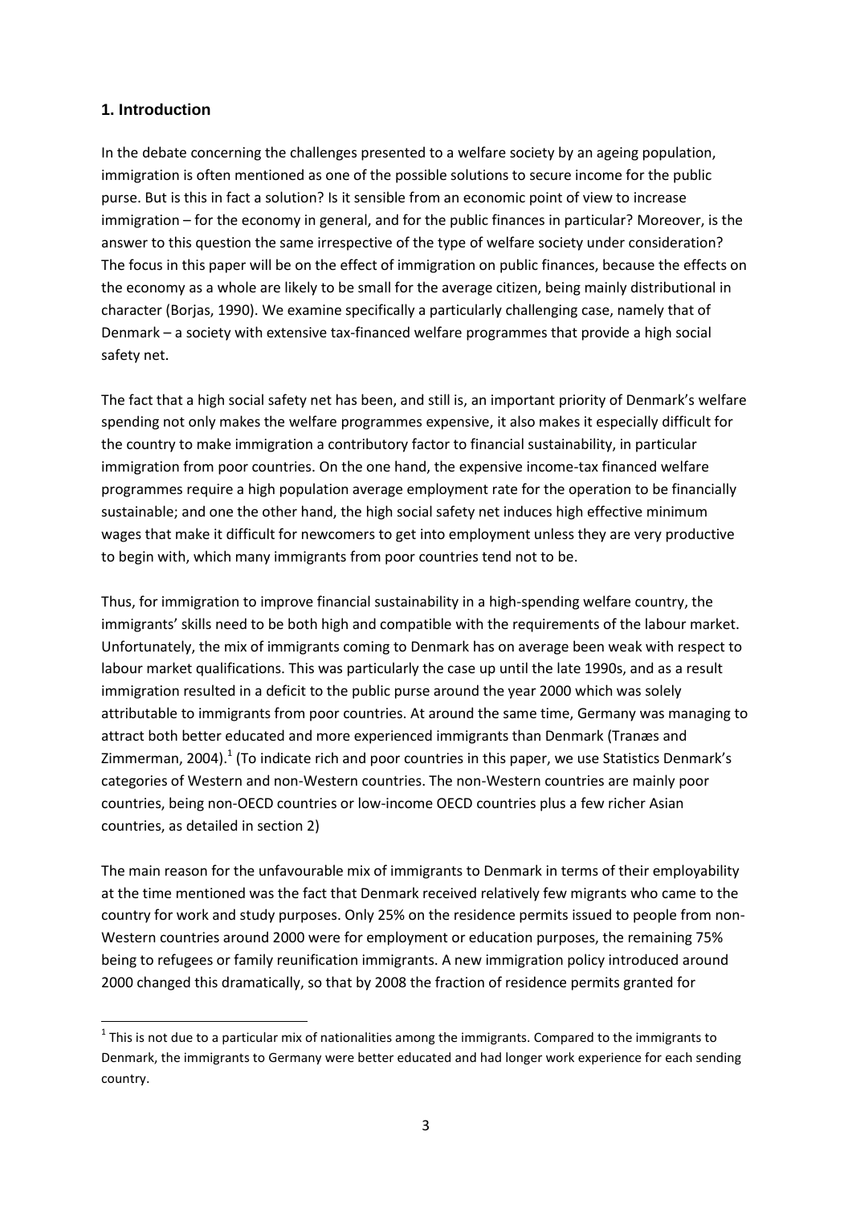## 1. Introduction

In the debate concerning the challenges presented to a welfare society by an ageing population, immigration is often mentioned as one of the possible solutions to secure income for the public purse. But is this in fact a solution? Is it sensible from an economic point of view to increase immigration – for the economy in general, and for the public finances in particular? Moreover, is the answer to this question the same irrespective of the type of welfare society under consideration? The focus in this paper will be on the effect of immigration on public finances, because the effects on the economy as a whole are likely to be small for the average citizen, being mainly distributional in character (Borjas, 1990). We examine specifically a particularly challenging case, namely that of Denmark – a society with extensive tax-financed welfare programmes that provide a high social safety net.

The fact that a high social safety net has been, and still is, an important priority of Denmark's welfare spending not only makes the welfare programmes expensive, it also makes it especially difficult for the country to make immigration a contributory factor to financial sustainability, in particular immigration from poor countries. On the one hand, the expensive income-tax financed welfare programmes require a high population average employment rate for the operation to be financially sustainable; and one the other hand, the high social safety net induces high effective minimum wages that make it difficult for newcomers to get into employment unless they are very productive to begin with, which many immigrants from poor countries tend not to be.

Thus, for immigration to improve financial sustainability in a high-spending welfare country, the immigrants' skills need to be both high and compatible with the requirements of the labour market. Unfortunately, the mix of immigrants coming to Denmark has on average been weak with respect to labour market qualifications. This was particularly the case up until the late 1990s, and as a result immigration resulted in a deficit to the public purse around the year 2000 which was solely attributable to immigrants from poor countries. At around the same time, Germany was managing to attract both better educated and more experienced immigrants than Denmark (Tranæs and Zimmerman, 2004).[1] (To indicate rich and poor countries in this paper, we use Statistics Denmark's categories of Western and non-Western countries. The non-Western countries are mainly poor countries, being non-OECD countries or low-income OECD countries plus a few richer Asian countries, as detailed in section 2)

The main reason for the unfavourable mix of immigrants to Denmark in terms of their employability at the time mentioned was the fact that Denmark received relatively few migrants who came to the country for work and study purposes. Only 25% on the residence permits issued to people from non-Western countries around 2000 were for employment or education purposes, the remaining 75% being to refugees or family reunification immigrants. A new immigration policy introduced around 2000 changed this dramatically, so that by 2008 the fraction of residence permits granted for

[1] This is not due to a particular mix of nationalities among the immigrants. Compared to the immigrants to Denmark, the immigrants to Germany were better educated and had longer work experience for each sending country.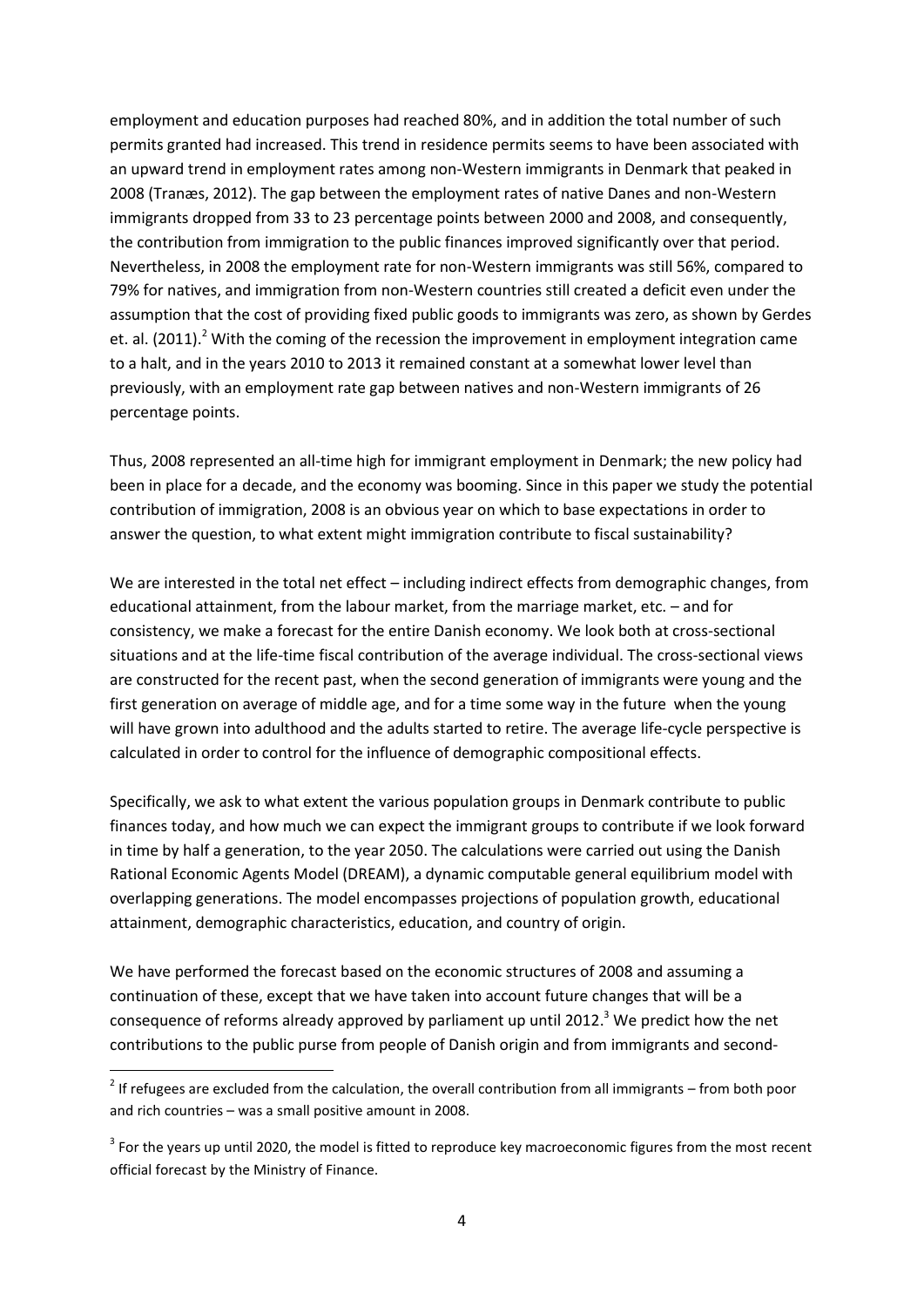employment and education purposes had reached 80%, and in addition the total number of such permits granted had increased. This trend in residence permits seems to have been associated with an upward trend in employment rates among non-Western immigrants in Denmark that peaked in 2008 (Tranæs, 2012). The gap between the employment rates of native Danes and non-Western immigrants dropped from 33 to 23 percentage points between 2000 and 2008, and consequently, the contribution from immigration to the public finances improved significantly over that period. Nevertheless, in 2008 the employment rate for non-Western immigrants was still 56%, compared to 79% for natives, and immigration from non-Western countries still created a deficit even under the assumption that the cost of providing fixed public goods to immigrants was zero, as shown by Gerdes et. al. (2011).[2] With the coming of the recession the improvement in employment integration came to a halt, and in the years 2010 to 2013 it remained constant at a somewhat lower level than previously, with an employment rate gap between natives and non-Western immigrants of 26 percentage points.

Thus, 2008 represented an all-time high for immigrant employment in Denmark; the new policy had been in place for a decade, and the economy was booming. Since in this paper we study the potential contribution of immigration, 2008 is an obvious year on which to base expectations in order to answer the question, to what extent might immigration contribute to fiscal sustainability?

We are interested in the total net effect – including indirect effects from demographic changes, from educational attainment, from the labour market, from the marriage market, etc. – and for consistency, we make a forecast for the entire Danish economy. We look both at cross-sectional situations and at the life-time fiscal contribution of the average individual. The cross-sectional views are constructed for the recent past, when the second generation of immigrants were young and the first generation on average of middle age, and for a time some way in the future when the young will have grown into adulthood and the adults started to retire. The average life-cycle perspective is calculated in order to control for the influence of demographic compositional effects.

Specifically, we ask to what extent the various population groups in Denmark contribute to public finances today, and how much we can expect the immigrant groups to contribute if we look forward in time by half a generation, to the year 2050. The calculations were carried out using the Danish Rational Economic Agents Model (DREAM), a dynamic computable general equilibrium model with overlapping generations. The model encompasses projections of population growth, educational attainment, demographic characteristics, education, and country of origin.

We have performed the forecast based on the economic structures of 2008 and assuming a continuation of these, except that we have taken into account future changes that will be a consequence of reforms already approved by parliament up until 2012.[3] We predict how the net contributions to the public purse from people of Danish origin and from immigrants and second-

[2] If refugees are excluded from the calculation, the overall contribution from all immigrants – from both poor and rich countries – was a small positive amount in 2008.

[3] For the years up until 2020, the model is fitted to reproduce key macroeconomic figures from the most recent official forecast by the Ministry of Finance.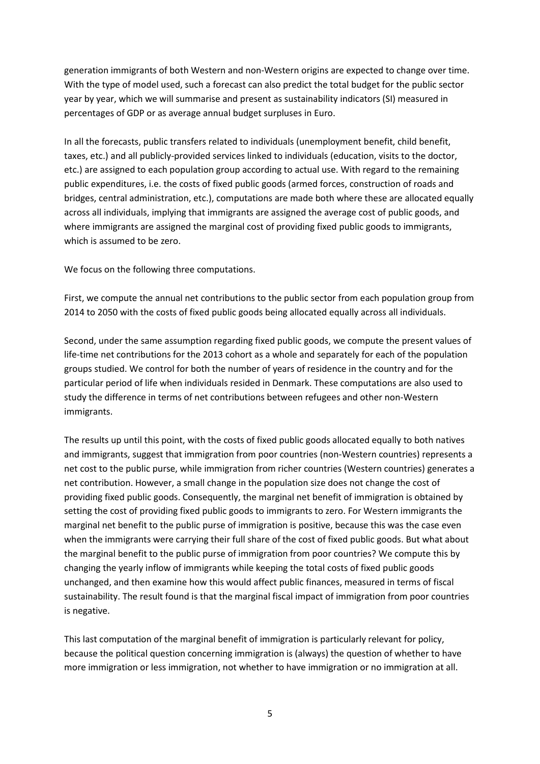generation immigrants of both Western and non-Western origins are expected to change over time. With the type of model used, such a forecast can also predict the total budget for the public sector year by year, which we will summarise and present as sustainability indicators (SI) measured in percentages of GDP or as average annual budget surpluses in Euro.

In all the forecasts, public transfers related to individuals (unemployment benefit, child benefit, taxes, etc.) and all publicly-provided services linked to individuals (education, visits to the doctor, etc.) are assigned to each population group according to actual use. With regard to the remaining public expenditures, i.e. the costs of fixed public goods (armed forces, construction of roads and bridges, central administration, etc.), computations are made both where these are allocated equally across all individuals, implying that immigrants are assigned the average cost of public goods, and where immigrants are assigned the marginal cost of providing fixed public goods to immigrants, which is assumed to be zero.

We focus on the following three computations.

First, we compute the annual net contributions to the public sector from each population group from 2014 to 2050 with the costs of fixed public goods being allocated equally across all individuals.

Second, under the same assumption regarding fixed public goods, we compute the present values of life-time net contributions for the 2013 cohort as a whole and separately for each of the population groups studied. We control for both the number of years of residence in the country and for the particular period of life when individuals resided in Denmark. These computations are also used to study the difference in terms of net contributions between refugees and other non-Western immigrants.

The results up until this point, with the costs of fixed public goods allocated equally to both natives and immigrants, suggest that immigration from poor countries (non-Western countries) represents a net cost to the public purse, while immigration from richer countries (Western countries) generates a net contribution. However, a small change in the population size does not change the cost of providing fixed public goods. Consequently, the marginal net benefit of immigration is obtained by setting the cost of providing fixed public goods to immigrants to zero. For Western immigrants the marginal net benefit to the public purse of immigration is positive, because this was the case even when the immigrants were carrying their full share of the cost of fixed public goods. But what about the marginal benefit to the public purse of immigration from poor countries? We compute this by changing the yearly inflow of immigrants while keeping the total costs of fixed public goods unchanged, and then examine how this would affect public finances, measured in terms of fiscal sustainability. The result found is that the marginal fiscal impact of immigration from poor countries is negative.

This last computation of the marginal benefit of immigration is particularly relevant for policy, because the political question concerning immigration is (always) the question of whether to have more immigration or less immigration, not whether to have immigration or no immigration at all.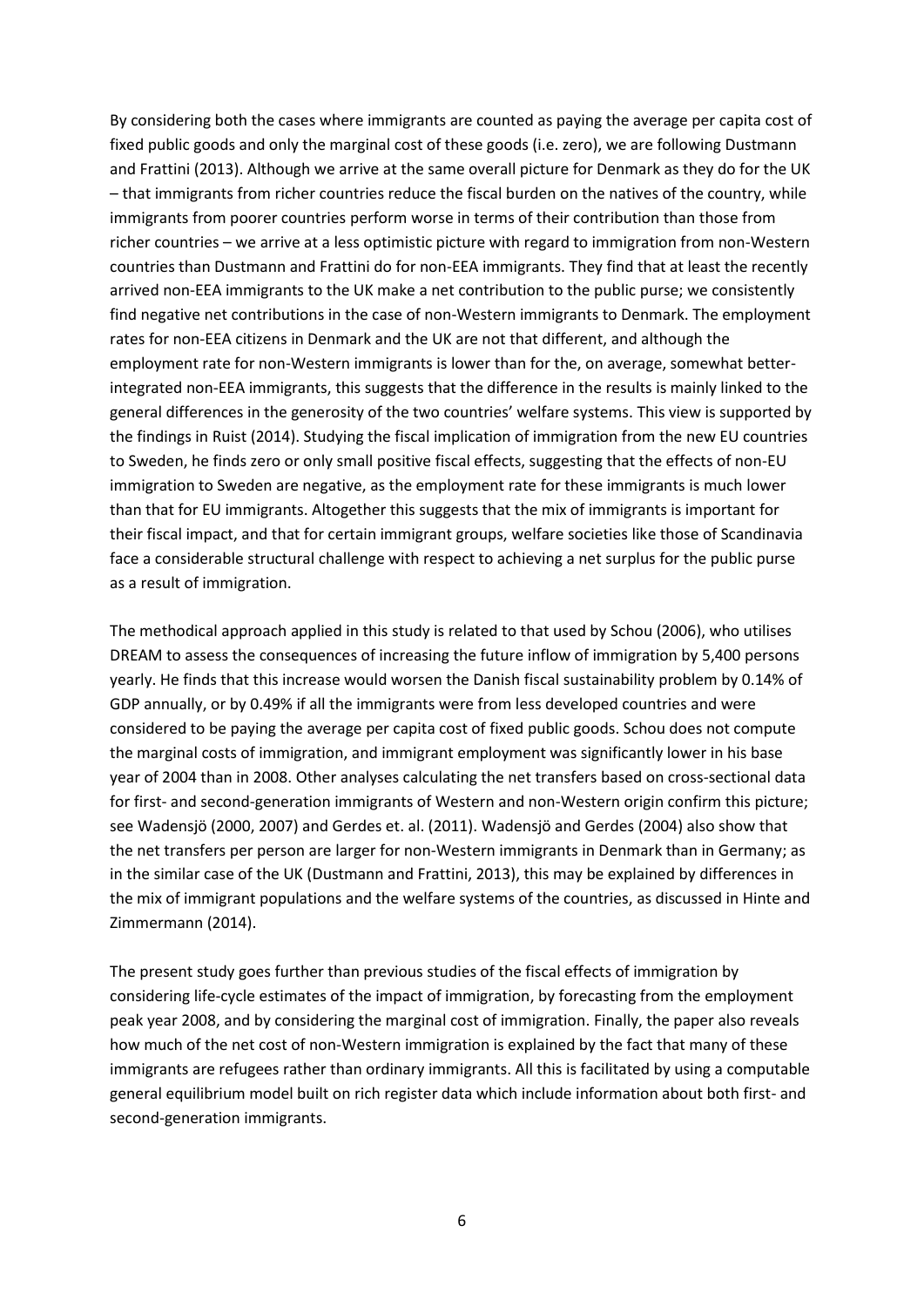By considering both the cases where immigrants are counted as paying the average per capita cost of fixed public goods and only the marginal cost of these goods (i.e. zero), we are following Dustmann and Frattini (2013). Although we arrive at the same overall picture for Denmark as they do for the UK – that immigrants from richer countries reduce the fiscal burden on the natives of the country, while immigrants from poorer countries perform worse in terms of their contribution than those from richer countries – we arrive at a less optimistic picture with regard to immigration from non-Western countries than Dustmann and Frattini do for non-EEA immigrants. They find that at least the recently arrived non-EEA immigrants to the UK make a net contribution to the public purse; we consistently find negative net contributions in the case of non-Western immigrants to Denmark. The employment rates for non-EEA citizens in Denmark and the UK are not that different, and although the employment rate for non-Western immigrants is lower than for the, on average, somewhat better-integrated non-EEA immigrants, this suggests that the difference in the results is mainly linked to the general differences in the generosity of the two countries' welfare systems. This view is supported by the findings in Ruist (2014). Studying the fiscal implication of immigration from the new EU countries to Sweden, he finds zero or only small positive fiscal effects, suggesting that the effects of non-EU immigration to Sweden are negative, as the employment rate for these immigrants is much lower than that for EU immigrants. Altogether this suggests that the mix of immigrants is important for their fiscal impact, and that for certain immigrant groups, welfare societies like those of Scandinavia face a considerable structural challenge with respect to achieving a net surplus for the public purse as a result of immigration.

The methodical approach applied in this study is related to that used by Schou (2006), who utilises DREAM to assess the consequences of increasing the future inflow of immigration by 5,400 persons yearly. He finds that this increase would worsen the Danish fiscal sustainability problem by 0.14% of GDP annually, or by 0.49% if all the immigrants were from less developed countries and were considered to be paying the average per capita cost of fixed public goods. Schou does not compute the marginal costs of immigration, and immigrant employment was significantly lower in his base year of 2004 than in 2008. Other analyses calculating the net transfers based on cross-sectional data for first- and second-generation immigrants of Western and non-Western origin confirm this picture; see Wadensjö (2000, 2007) and Gerdes et. al. (2011). Wadensjö and Gerdes (2004) also show that the net transfers per person are larger for non-Western immigrants in Denmark than in Germany; as in the similar case of the UK (Dustmann and Frattini, 2013), this may be explained by differences in the mix of immigrant populations and the welfare systems of the countries, as discussed in Hinte and Zimmermann (2014).

The present study goes further than previous studies of the fiscal effects of immigration by considering life-cycle estimates of the impact of immigration, by forecasting from the employment peak year 2008, and by considering the marginal cost of immigration. Finally, the paper also reveals how much of the net cost of non-Western immigration is explained by the fact that many of these immigrants are refugees rather than ordinary immigrants. All this is facilitated by using a computable general equilibrium model built on rich register data which include information about both first- and second-generation immigrants.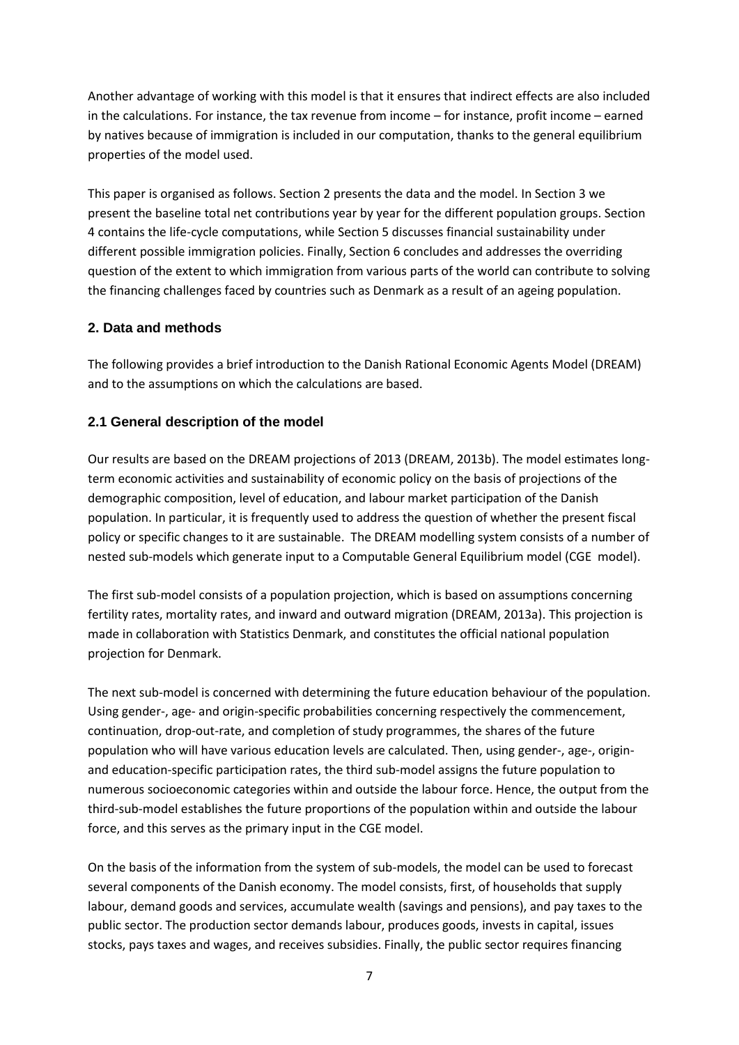Another advantage of working with this model is that it ensures that indirect effects are also included in the calculations. For instance, the tax revenue from income – for instance, profit income – earned by natives because of immigration is included in our computation, thanks to the general equilibrium properties of the model used.

This paper is organised as follows. Section 2 presents the data and the model. In Section 3 we present the baseline total net contributions year by year for the different population groups. Section 4 contains the life-cycle computations, while Section 5 discusses financial sustainability under different possible immigration policies. Finally, Section 6 concludes and addresses the overriding question of the extent to which immigration from various parts of the world can contribute to solving the financing challenges faced by countries such as Denmark as a result of an ageing population.

## 2. Data and methods

The following provides a brief introduction to the Danish Rational Economic Agents Model (DREAM) and to the assumptions on which the calculations are based.

### 2.1 General description of the model

Our results are based on the DREAM projections of 2013 (DREAM, 2013b). The model estimates long-term economic activities and sustainability of economic policy on the basis of projections of the demographic composition, level of education, and labour market participation of the Danish population. In particular, it is frequently used to address the question of whether the present fiscal policy or specific changes to it are sustainable. The DREAM modelling system consists of a number of nested sub-models which generate input to a Computable General Equilibrium model (CGE model).

The first sub-model consists of a population projection, which is based on assumptions concerning fertility rates, mortality rates, and inward and outward migration (DREAM, 2013a). This projection is made in collaboration with Statistics Denmark, and constitutes the official national population projection for Denmark.

The next sub-model is concerned with determining the future education behaviour of the population. Using gender-, age- and origin-specific probabilities concerning respectively the commencement, continuation, drop-out-rate, and completion of study programmes, the shares of the future population who will have various education levels are calculated. Then, using gender-, age-, origin- and education-specific participation rates, the third sub-model assigns the future population to numerous socioeconomic categories within and outside the labour force. Hence, the output from the third-sub-model establishes the future proportions of the population within and outside the labour force, and this serves as the primary input in the CGE model.

On the basis of the information from the system of sub-models, the model can be used to forecast several components of the Danish economy. The model consists, first, of households that supply labour, demand goods and services, accumulate wealth (savings and pensions), and pay taxes to the public sector. The production sector demands labour, produces goods, invests in capital, issues stocks, pays taxes and wages, and receives subsidies. Finally, the public sector requires financing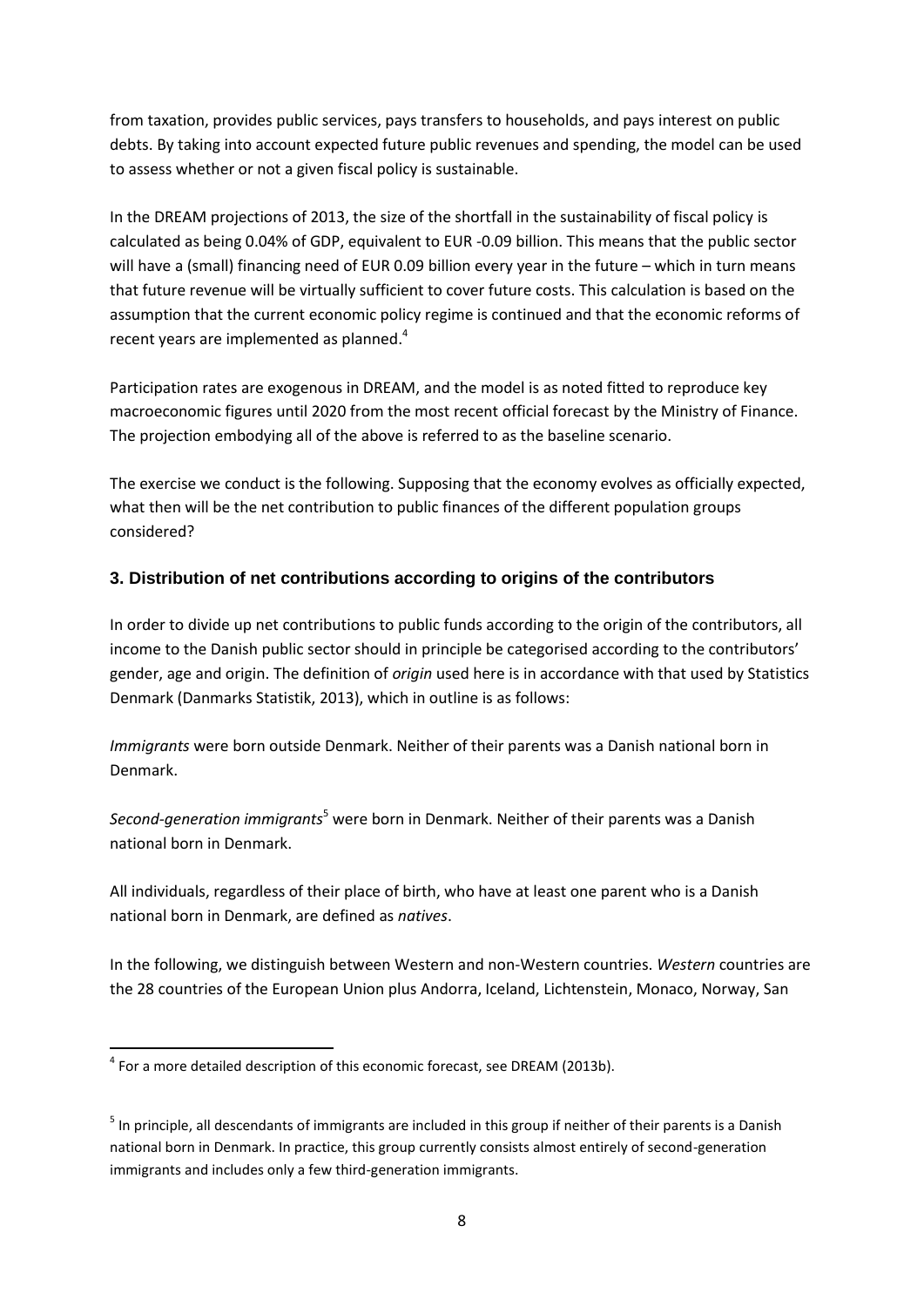from taxation, provides public services, pays transfers to households, and pays interest on public debts. By taking into account expected future public revenues and spending, the model can be used to assess whether or not a given fiscal policy is sustainable.

In the DREAM projections of 2013, the size of the shortfall in the sustainability of fiscal policy is calculated as being 0.04% of GDP, equivalent to EUR -0.09 billion. This means that the public sector will have a (small) financing need of EUR 0.09 billion every year in the future – which in turn means that future revenue will be virtually sufficient to cover future costs. This calculation is based on the assumption that the current economic policy regime is continued and that the economic reforms of recent years are implemented as planned.[4]

Participation rates are exogenous in DREAM, and the model is as noted fitted to reproduce key macroeconomic figures until 2020 from the most recent official forecast by the Ministry of Finance. The projection embodying all of the above is referred to as the baseline scenario.

The exercise we conduct is the following. Supposing that the economy evolves as officially expected, what then will be the net contribution to public finances of the different population groups considered?

## 3. Distribution of net contributions according to origins of the contributors

In order to divide up net contributions to public funds according to the origin of the contributors, all income to the Danish public sector should in principle be categorised according to the contributors' gender, age and origin. The definition of *origin* used here is in accordance with that used by Statistics Denmark (Danmarks Statistik, 2013), which in outline is as follows:

*Immigrants* were born outside Denmark. Neither of their parents was a Danish national born in Denmark.

*Second-generation immigrants*[5] were born in Denmark. Neither of their parents was a Danish national born in Denmark.

All individuals, regardless of their place of birth, who have at least one parent who is a Danish national born in Denmark, are defined as *natives*.

In the following, we distinguish between Western and non-Western countries. *Western* countries are the 28 countries of the European Union plus Andorra, Iceland, Lichtenstein, Monaco, Norway, San

---

[4] For a more detailed description of this economic forecast, see DREAM (2013b).

[5] In principle, all descendants of immigrants are included in this group if neither of their parents is a Danish national born in Denmark. In practice, this group currently consists almost entirely of second-generation immigrants and includes only a few third-generation immigrants.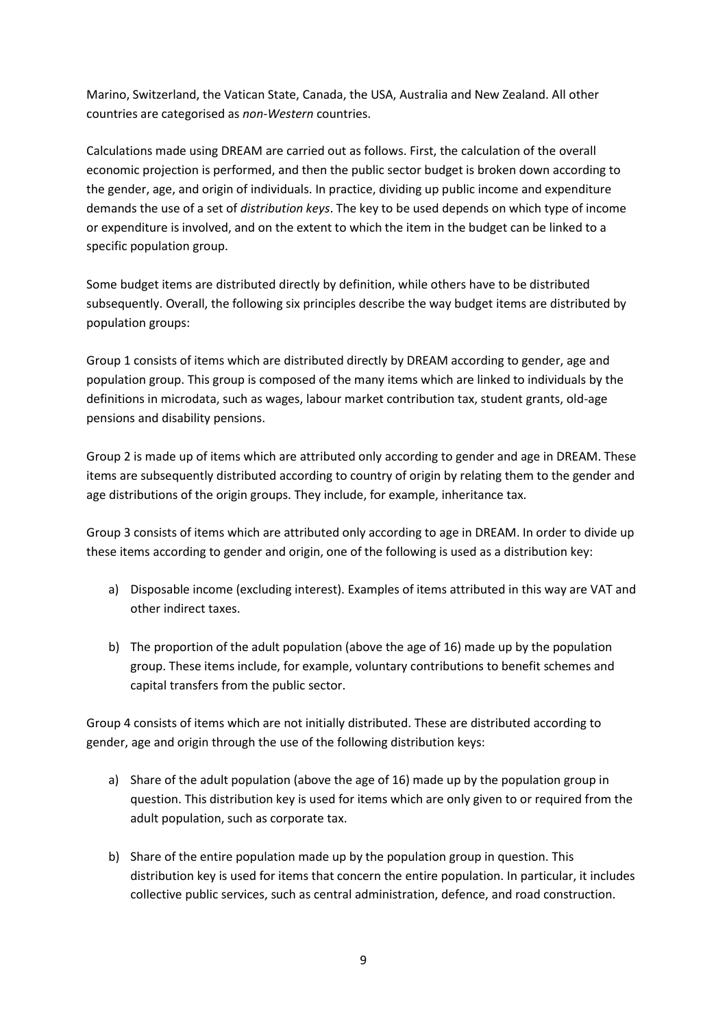Marino, Switzerland, the Vatican State, Canada, the USA, Australia and New Zealand. All other countries are categorised as *non-Western* countries.

Calculations made using DREAM are carried out as follows. First, the calculation of the overall economic projection is performed, and then the public sector budget is broken down according to the gender, age, and origin of individuals. In practice, dividing up public income and expenditure demands the use of a set of *distribution keys*. The key to be used depends on which type of income or expenditure is involved, and on the extent to which the item in the budget can be linked to a specific population group.

Some budget items are distributed directly by definition, while others have to be distributed subsequently. Overall, the following six principles describe the way budget items are distributed by population groups:

Group 1 consists of items which are distributed directly by DREAM according to gender, age and population group. This group is composed of the many items which are linked to individuals by the definitions in microdata, such as wages, labour market contribution tax, student grants, old-age pensions and disability pensions.

Group 2 is made up of items which are attributed only according to gender and age in DREAM. These items are subsequently distributed according to country of origin by relating them to the gender and age distributions of the origin groups. They include, for example, inheritance tax.

Group 3 consists of items which are attributed only according to age in DREAM. In order to divide up these items according to gender and origin, one of the following is used as a distribution key:

a) Disposable income (excluding interest). Examples of items attributed in this way are VAT and other indirect taxes.

b) The proportion of the adult population (above the age of 16) made up by the population group. These items include, for example, voluntary contributions to benefit schemes and capital transfers from the public sector.

Group 4 consists of items which are not initially distributed. These are distributed according to gender, age and origin through the use of the following distribution keys:

a) Share of the adult population (above the age of 16) made up by the population group in question. This distribution key is used for items which are only given to or required from the adult population, such as corporate tax.

b) Share of the entire population made up by the population group in question. This distribution key is used for items that concern the entire population. In particular, it includes collective public services, such as central administration, defence, and road construction.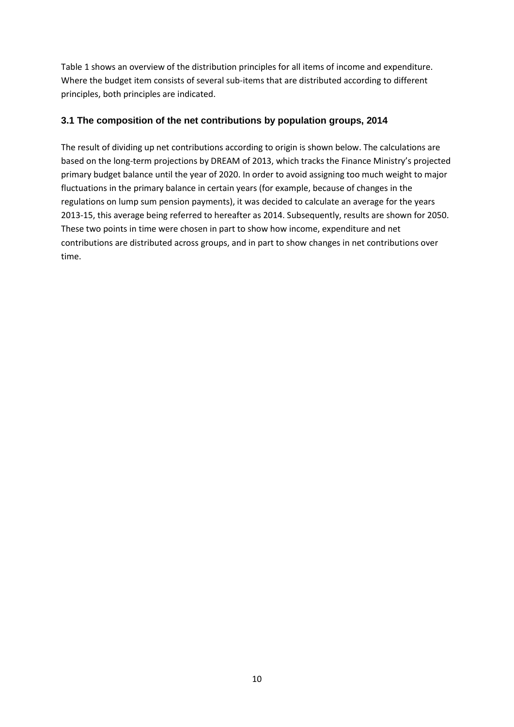Table 1 shows an overview of the distribution principles for all items of income and expenditure. Where the budget item consists of several sub-items that are distributed according to different principles, both principles are indicated.

### 3.1 The composition of the net contributions by population groups, 2014

The result of dividing up net contributions according to origin is shown below. The calculations are based on the long-term projections by DREAM of 2013, which tracks the Finance Ministry's projected primary budget balance until the year of 2020. In order to avoid assigning too much weight to major fluctuations in the primary balance in certain years (for example, because of changes in the regulations on lump sum pension payments), it was decided to calculate an average for the years 2013-15, this average being referred to hereafter as 2014. Subsequently, results are shown for 2050. These two points in time were chosen in part to show how income, expenditure and net contributions are distributed across groups, and in part to show changes in net contributions over time.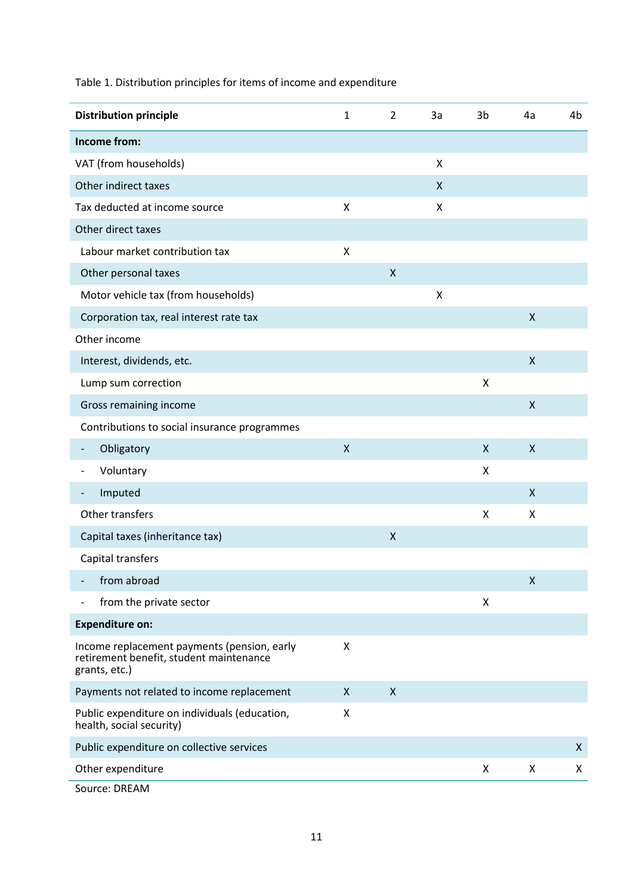Table 1. Distribution principles for items of income and expenditure

| Distribution principle | 1 | 2 | 3a | 3b | 4a | 4b |
|---|---|---|---|---|---|---|
| **Income from:** | | | | | | |
| VAT (from households) | | | X | | | |
| Other indirect taxes | | | X | | | |
| Tax deducted at income source | X | | X | | | |
| Other direct taxes | | | | | | |
| Labour market contribution tax | X | | | | | |
| Other personal taxes | | X | | | | |
| Motor vehicle tax (from households) | | | X | | | |
| Corporation tax, real interest rate tax | | | | | X | |
| Other income | | | | | | |
| Interest, dividends, etc. | | | | | X | |
| Lump sum correction | | | | X | | |
| Gross remaining income | | | | | X | |
| Contributions to social insurance programmes | | | | | | |
| - Obligatory | X | | | X | X | |
| - Voluntary | | | | X | | |
| - Imputed | | | | | X | |
| Other transfers | | | | X | X | |
| Capital taxes (inheritance tax) | | X | | | | |
| Capital transfers | | | | | | |
| - from abroad | | | | | X | |
| - from the private sector | | | | X | | |
| **Expenditure on:** | | | | | | |
| Income replacement payments (pension, early retirement benefit, student maintenance grants, etc.) | X | | | | | |
| Payments not related to income replacement | X | X | | | | |
| Public expenditure on individuals (education, health, social security) | X | | | | | |
| Public expenditure on collective services | | | | | | X |
| Other expenditure | | | | X | X | X |

Source: DREAM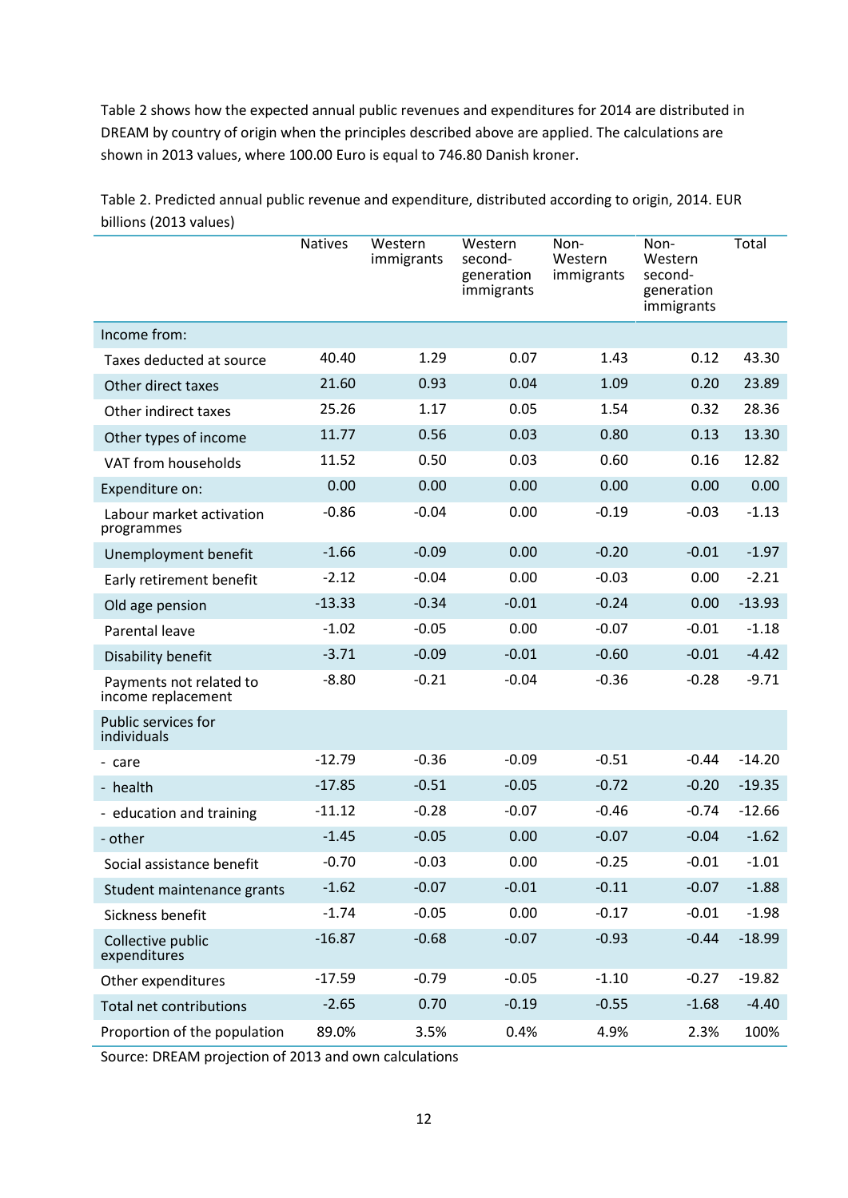Table 2 shows how the expected annual public revenues and expenditures for 2014 are distributed in DREAM by country of origin when the principles described above are applied. The calculations are shown in 2013 values, where 100.00 Euro is equal to 746.80 Danish kroner.

Table 2. Predicted annual public revenue and expenditure, distributed according to origin, 2014. EUR billions (2013 values)

| | Natives | Western immigrants | Western second-generation immigrants | Non-Western immigrants | Non-Western second-generation immigrants | Total |
|---|---|---|---|---|---|---|
| Income from: | | | | | | |
| Taxes deducted at source | 40.40 | 1.29 | 0.07 | 1.43 | 0.12 | 43.30 |
| Other direct taxes | 21.60 | 0.93 | 0.04 | 1.09 | 0.20 | 23.89 |
| Other indirect taxes | 25.26 | 1.17 | 0.05 | 1.54 | 0.32 | 28.36 |
| Other types of income | 11.77 | 0.56 | 0.03 | 0.80 | 0.13 | 13.30 |
| VAT from households | 11.52 | 0.50 | 0.03 | 0.60 | 0.16 | 12.82 |
| Expenditure on: | 0.00 | 0.00 | 0.00 | 0.00 | 0.00 | 0.00 |
| Labour market activation programmes | -0.86 | -0.04 | 0.00 | -0.19 | -0.03 | -1.13 |
| Unemployment benefit | -1.66 | -0.09 | 0.00 | -0.20 | -0.01 | -1.97 |
| Early retirement benefit | -2.12 | -0.04 | 0.00 | -0.03 | 0.00 | -2.21 |
| Old age pension | -13.33 | -0.34 | -0.01 | -0.24 | 0.00 | -13.93 |
| Parental leave | -1.02 | -0.05 | 0.00 | -0.07 | -0.01 | -1.18 |
| Disability benefit | -3.71 | -0.09 | -0.01 | -0.60 | -0.01 | -4.42 |
| Payments not related to income replacement | -8.80 | -0.21 | -0.04 | -0.36 | -0.28 | -9.71 |
| Public services for individuals | | | | | | |
| - care | -12.79 | -0.36 | -0.09 | -0.51 | -0.44 | -14.20 |
| - health | -17.85 | -0.51 | -0.05 | -0.72 | -0.20 | -19.35 |
| - education and training | -11.12 | -0.28 | -0.07 | -0.46 | -0.74 | -12.66 |
| - other | -1.45 | -0.05 | 0.00 | -0.07 | -0.04 | -1.62 |
| Social assistance benefit | -0.70 | -0.03 | 0.00 | -0.25 | -0.01 | -1.01 |
| Student maintenance grants | -1.62 | -0.07 | -0.01 | -0.11 | -0.07 | -1.88 |
| Sickness benefit | -1.74 | -0.05 | 0.00 | -0.17 | -0.01 | -1.98 |
| Collective public expenditures | -16.87 | -0.68 | -0.07 | -0.93 | -0.44 | -18.99 |
| Other expenditures | -17.59 | -0.79 | -0.05 | -1.10 | -0.27 | -19.82 |
| Total net contributions | -2.65 | 0.70 | -0.19 | -0.55 | -1.68 | -4.40 |
| Proportion of the population | 89.0% | 3.5% | 0.4% | 4.9% | 2.3% | 100% |

Source: DREAM projection of 2013 and own calculations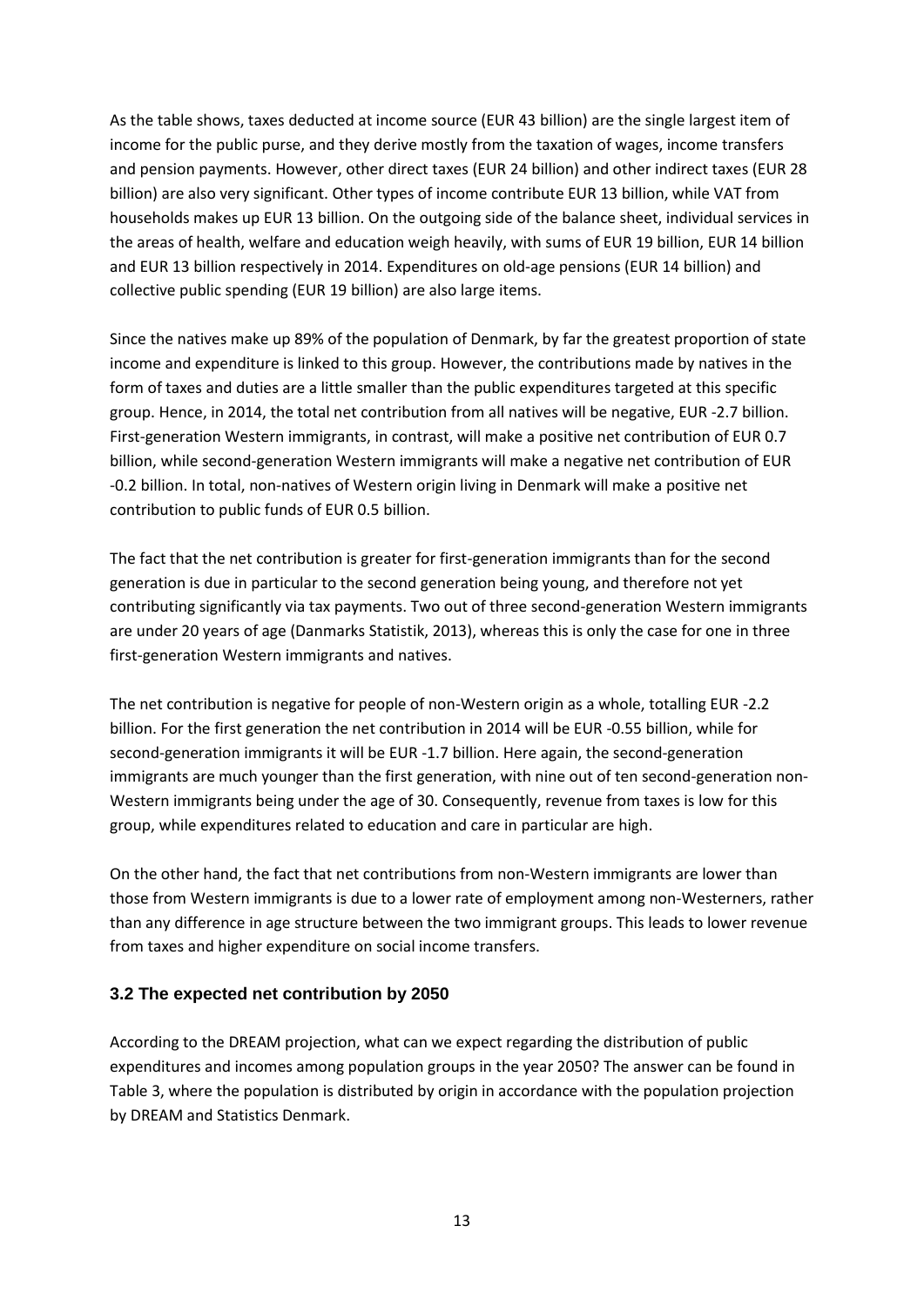As the table shows, taxes deducted at income source (EUR 43 billion) are the single largest item of income for the public purse, and they derive mostly from the taxation of wages, income transfers and pension payments. However, other direct taxes (EUR 24 billion) and other indirect taxes (EUR 28 billion) are also very significant. Other types of income contribute EUR 13 billion, while VAT from households makes up EUR 13 billion. On the outgoing side of the balance sheet, individual services in the areas of health, welfare and education weigh heavily, with sums of EUR 19 billion, EUR 14 billion and EUR 13 billion respectively in 2014. Expenditures on old-age pensions (EUR 14 billion) and collective public spending (EUR 19 billion) are also large items.

Since the natives make up 89% of the population of Denmark, by far the greatest proportion of state income and expenditure is linked to this group. However, the contributions made by natives in the form of taxes and duties are a little smaller than the public expenditures targeted at this specific group. Hence, in 2014, the total net contribution from all natives will be negative, EUR -2.7 billion. First-generation Western immigrants, in contrast, will make a positive net contribution of EUR 0.7 billion, while second-generation Western immigrants will make a negative net contribution of EUR -0.2 billion. In total, non-natives of Western origin living in Denmark will make a positive net contribution to public funds of EUR 0.5 billion.

The fact that the net contribution is greater for first-generation immigrants than for the second generation is due in particular to the second generation being young, and therefore not yet contributing significantly via tax payments. Two out of three second-generation Western immigrants are under 20 years of age (Danmarks Statistik, 2013), whereas this is only the case for one in three first-generation Western immigrants and natives.

The net contribution is negative for people of non-Western origin as a whole, totalling EUR -2.2 billion. For the first generation the net contribution in 2014 will be EUR -0.55 billion, while for second-generation immigrants it will be EUR -1.7 billion. Here again, the second-generation immigrants are much younger than the first generation, with nine out of ten second-generation non-Western immigrants being under the age of 30. Consequently, revenue from taxes is low for this group, while expenditures related to education and care in particular are high.

On the other hand, the fact that net contributions from non-Western immigrants are lower than those from Western immigrants is due to a lower rate of employment among non-Westerners, rather than any difference in age structure between the two immigrant groups. This leads to lower revenue from taxes and higher expenditure on social income transfers.

### 3.2 The expected net contribution by 2050

According to the DREAM projection, what can we expect regarding the distribution of public expenditures and incomes among population groups in the year 2050? The answer can be found in Table 3, where the population is distributed by origin in accordance with the population projection by DREAM and Statistics Denmark.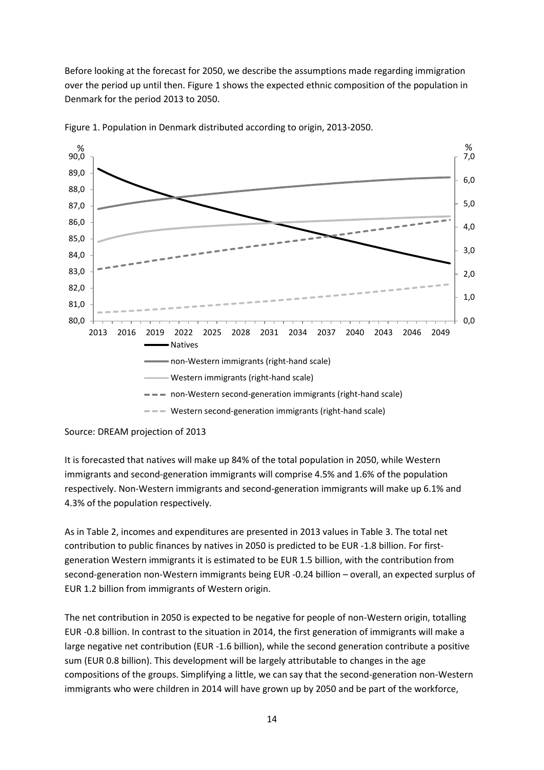Before looking at the forecast for 2050, we describe the assumptions made regarding immigration over the period up until then. Figure 1 shows the expected ethnic composition of the population in Denmark for the period 2013 to 2050.

Figure 1. Population in Denmark distributed according to origin, 2013-2050.

Source: DREAM projection of 2013

It is forecasted that natives will make up 84% of the total population in 2050, while Western immigrants and second-generation immigrants will comprise 4.5% and 1.6% of the population respectively. Non-Western immigrants and second-generation immigrants will make up 6.1% and 4.3% of the population respectively.

As in Table 2, incomes and expenditures are presented in 2013 values in Table 3. The total net contribution to public finances by natives in 2050 is predicted to be EUR -1.8 billion. For first-generation Western immigrants it is estimated to be EUR 1.5 billion, with the contribution from second-generation non-Western immigrants being EUR -0.24 billion – overall, an expected surplus of EUR 1.2 billion from immigrants of Western origin.

The net contribution in 2050 is expected to be negative for people of non-Western origin, totalling EUR -0.8 billion. In contrast to the situation in 2014, the first generation of immigrants will make a large negative net contribution (EUR -1.6 billion), while the second generation contribute a positive sum (EUR 0.8 billion). This development will be largely attributable to changes in the age compositions of the groups. Simplifying a little, we can say that the second-generation non-Western immigrants who were children in 2014 will have grown up by 2050 and be part of the workforce,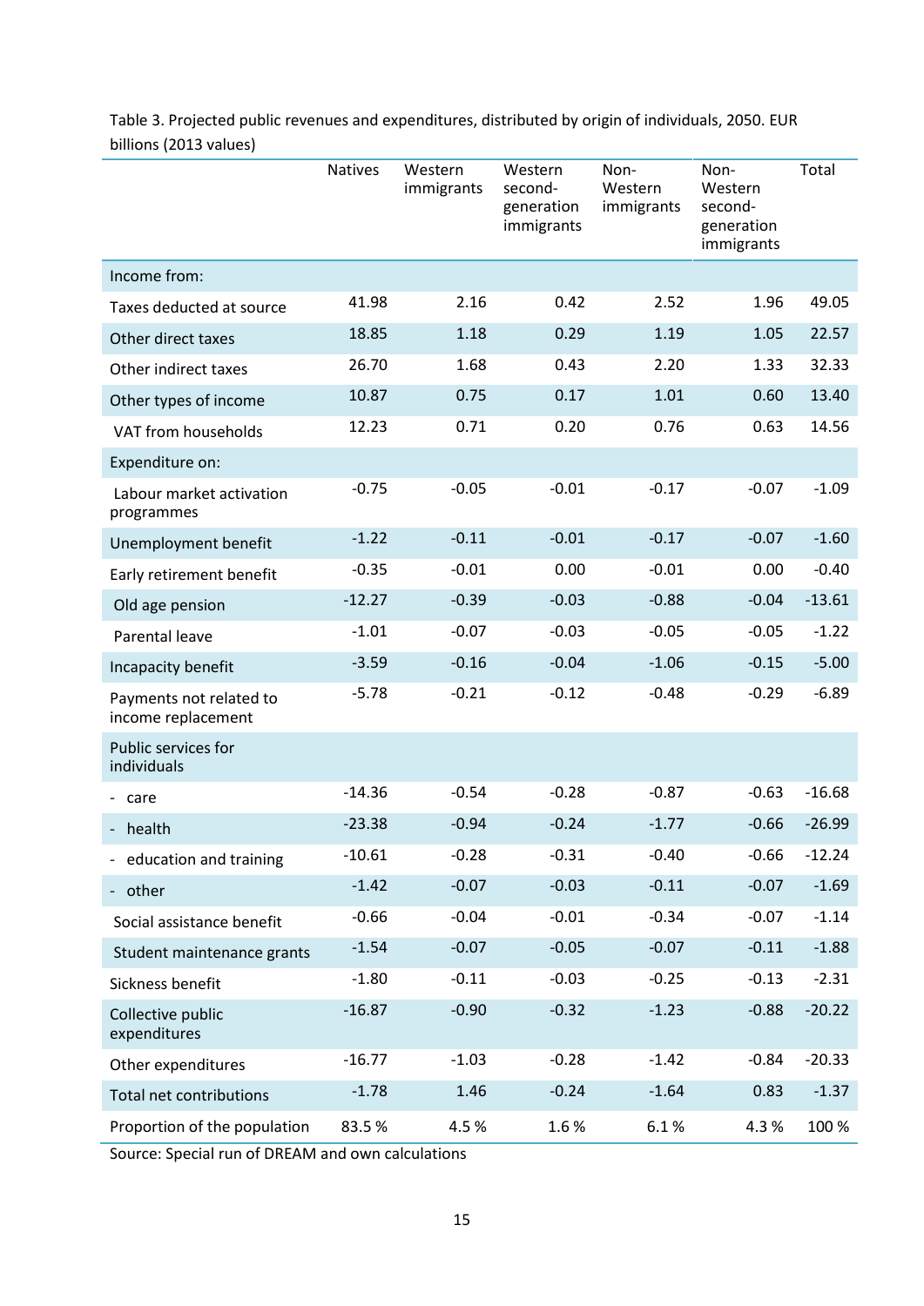Table 3. Projected public revenues and expenditures, distributed by origin of individuals, 2050. EUR billions (2013 values)

| | Natives | Western immigrants | Western second-generation immigrants | Non-Western immigrants | Non-Western second-generation immigrants | Total |
|---|---|---|---|---|---|---|
| Income from: | | | | | | |
| Taxes deducted at source | 41.98 | 2.16 | 0.42 | 2.52 | 1.96 | 49.05 |
| Other direct taxes | 18.85 | 1.18 | 0.29 | 1.19 | 1.05 | 22.57 |
| Other indirect taxes | 26.70 | 1.68 | 0.43 | 2.20 | 1.33 | 32.33 |
| Other types of income | 10.87 | 0.75 | 0.17 | 1.01 | 0.60 | 13.40 |
| VAT from households | 12.23 | 0.71 | 0.20 | 0.76 | 0.63 | 14.56 |
| Expenditure on: | | | | | | |
| Labour market activation programmes | -0.75 | -0.05 | -0.01 | -0.17 | -0.07 | -1.09 |
| Unemployment benefit | -1.22 | -0.11 | -0.01 | -0.17 | -0.07 | -1.60 |
| Early retirement benefit | -0.35 | -0.01 | 0.00 | -0.01 | 0.00 | -0.40 |
| Old age pension | -12.27 | -0.39 | -0.03 | -0.88 | -0.04 | -13.61 |
| Parental leave | -1.01 | -0.07 | -0.03 | -0.05 | -0.05 | -1.22 |
| Incapacity benefit | -3.59 | -0.16 | -0.04 | -1.06 | -0.15 | -5.00 |
| Payments not related to income replacement | -5.78 | -0.21 | -0.12 | -0.48 | -0.29 | -6.89 |
| Public services for individuals | | | | | | |
| - care | -14.36 | -0.54 | -0.28 | -0.87 | -0.63 | -16.68 |
| - health | -23.38 | -0.94 | -0.24 | -1.77 | -0.66 | -26.99 |
| - education and training | -10.61 | -0.28 | -0.31 | -0.40 | -0.66 | -12.24 |
| - other | -1.42 | -0.07 | -0.03 | -0.11 | -0.07 | -1.69 |
| Social assistance benefit | -0.66 | -0.04 | -0.01 | -0.34 | -0.07 | -1.14 |
| Student maintenance grants | -1.54 | -0.07 | -0.05 | -0.07 | -0.11 | -1.88 |
| Sickness benefit | -1.80 | -0.11 | -0.03 | -0.25 | -0.13 | -2.31 |
| Collective public expenditures | -16.87 | -0.90 | -0.32 | -1.23 | -0.88 | -20.22 |
| Other expenditures | -16.77 | -1.03 | -0.28 | -1.42 | -0.84 | -20.33 |
| Total net contributions | -1.78 | 1.46 | -0.24 | -1.64 | 0.83 | -1.37 |
| Proportion of the population | 83.5 % | 4.5 % | 1.6 % | 6.1 % | 4.3 % | 100 % |

Source: Special run of DREAM and own calculations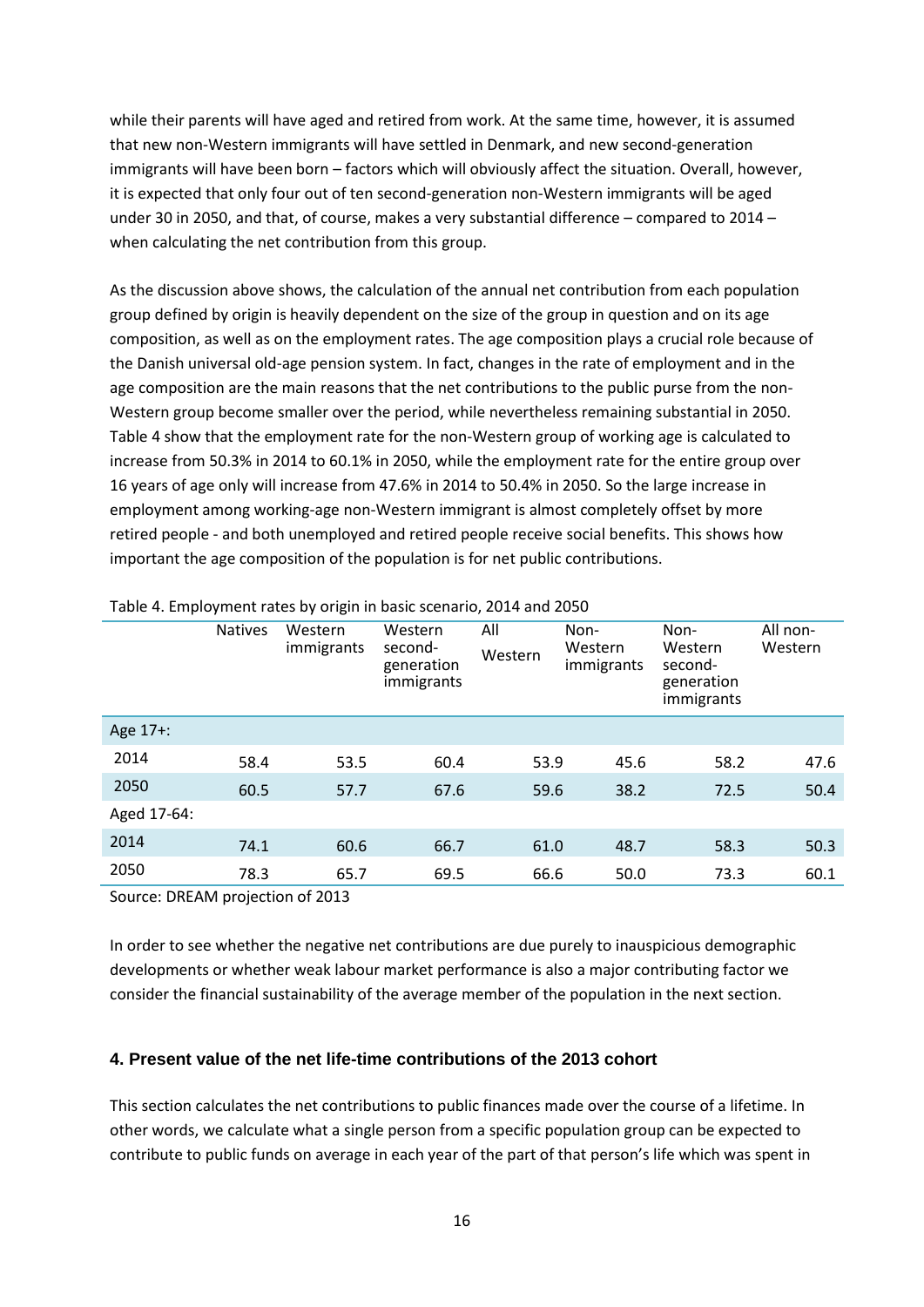while their parents will have aged and retired from work. At the same time, however, it is assumed that new non-Western immigrants will have settled in Denmark, and new second-generation immigrants will have been born – factors which will obviously affect the situation. Overall, however, it is expected that only four out of ten second-generation non-Western immigrants will be aged under 30 in 2050, and that, of course, makes a very substantial difference – compared to 2014 – when calculating the net contribution from this group.

As the discussion above shows, the calculation of the annual net contribution from each population group defined by origin is heavily dependent on the size of the group in question and on its age composition, as well as on the employment rates. The age composition plays a crucial role because of the Danish universal old-age pension system. In fact, changes in the rate of employment and in the age composition are the main reasons that the net contributions to the public purse from the non-Western group become smaller over the period, while nevertheless remaining substantial in 2050. Table 4 show that the employment rate for the non-Western group of working age is calculated to increase from 50.3% in 2014 to 60.1% in 2050, while the employment rate for the entire group over 16 years of age only will increase from 47.6% in 2014 to 50.4% in 2050. So the large increase in employment among working-age non-Western immigrant is almost completely offset by more retired people - and both unemployed and retired people receive social benefits. This shows how important the age composition of the population is for net public contributions.

Table 4. Employment rates by origin in basic scenario, 2014 and 2050

| | Natives | Western immigrants | Western second-generation immigrants | All Western | Non-Western immigrants | Non-Western second-generation immigrants | All non-Western |
|---|---|---|---|---|---|---|---|
| Age 17+: | | | | | | | |
| 2014 | 58.4 | 53.5 | 60.4 | 53.9 | 45.6 | 58.2 | 47.6 |
| 2050 | 60.5 | 57.7 | 67.6 | 59.6 | 38.2 | 72.5 | 50.4 |
| Aged 17-64: | | | | | | | |
| 2014 | 74.1 | 60.6 | 66.7 | 61.0 | 48.7 | 58.3 | 50.3 |
| 2050 | 78.3 | 65.7 | 69.5 | 66.6 | 50.0 | 73.3 | 60.1 |

Source: DREAM projection of 2013

In order to see whether the negative net contributions are due purely to inauspicious demographic developments or whether weak labour market performance is also a major contributing factor we consider the financial sustainability of the average member of the population in the next section.

## 4. Present value of the net life-time contributions of the 2013 cohort

This section calculates the net contributions to public finances made over the course of a lifetime. In other words, we calculate what a single person from a specific population group can be expected to contribute to public funds on average in each year of the part of that person's life which was spent in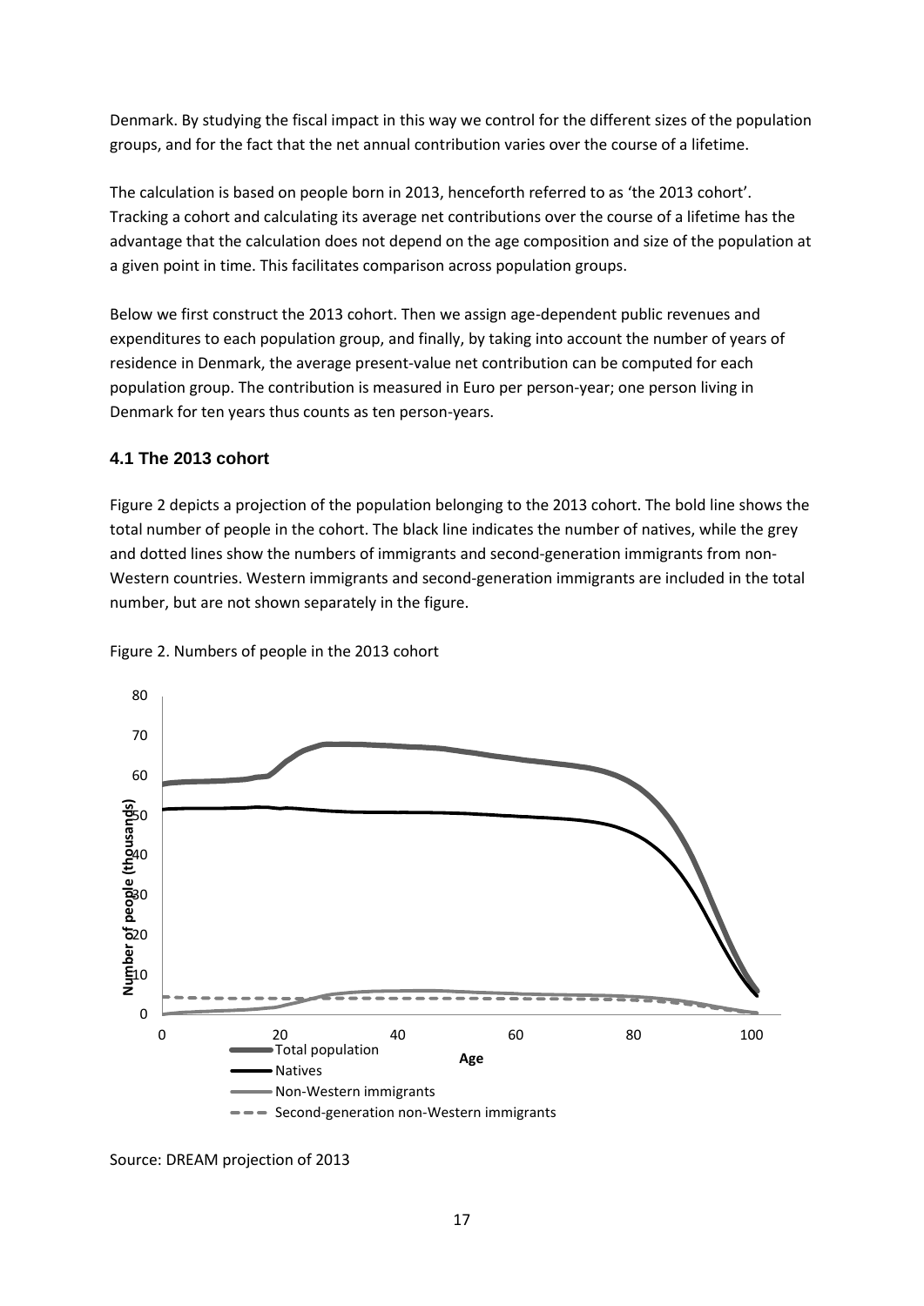Denmark. By studying the fiscal impact in this way we control for the different sizes of the population groups, and for the fact that the net annual contribution varies over the course of a lifetime.

The calculation is based on people born in 2013, henceforth referred to as 'the 2013 cohort'. Tracking a cohort and calculating its average net contributions over the course of a lifetime has the advantage that the calculation does not depend on the age composition and size of the population at a given point in time. This facilitates comparison across population groups.

Below we first construct the 2013 cohort. Then we assign age-dependent public revenues and expenditures to each population group, and finally, by taking into account the number of years of residence in Denmark, the average present-value net contribution can be computed for each population group. The contribution is measured in Euro per person-year; one person living in Denmark for ten years thus counts as ten person-years.

### 4.1 The 2013 cohort

Figure 2 depicts a projection of the population belonging to the 2013 cohort. The bold line shows the total number of people in the cohort. The black line indicates the number of natives, while the grey and dotted lines show the numbers of immigrants and second-generation immigrants from non-Western countries. Western immigrants and second-generation immigrants are included in the total number, but are not shown separately in the figure.

Figure 2. Numbers of people in the 2013 cohort

Source: DREAM projection of 2013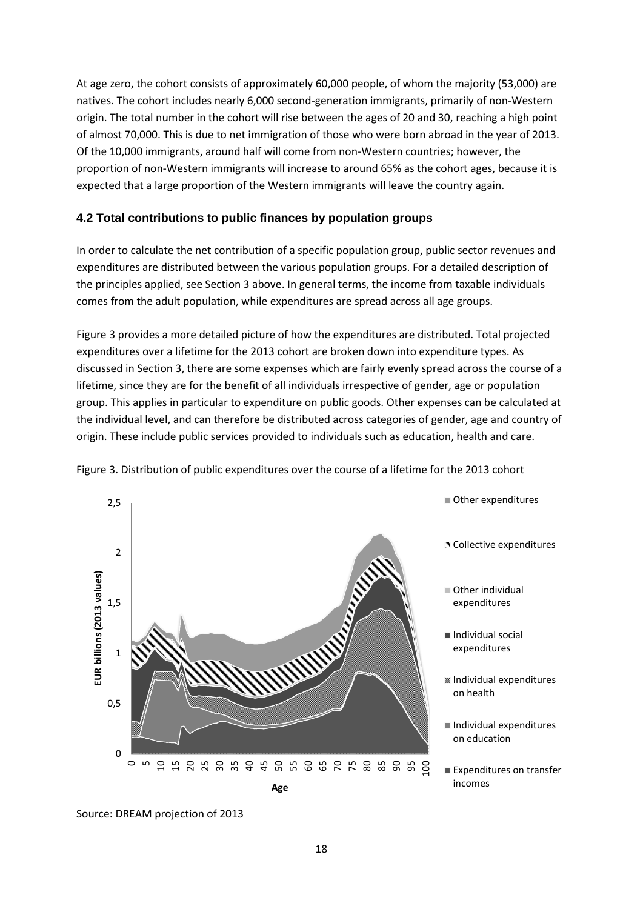At age zero, the cohort consists of approximately 60,000 people, of whom the majority (53,000) are natives. The cohort includes nearly 6,000 second-generation immigrants, primarily of non-Western origin. The total number in the cohort will rise between the ages of 20 and 30, reaching a high point of almost 70,000. This is due to net immigration of those who were born abroad in the year of 2013. Of the 10,000 immigrants, around half will come from non-Western countries; however, the proportion of non-Western immigrants will increase to around 65% as the cohort ages, because it is expected that a large proportion of the Western immigrants will leave the country again.

### 4.2 Total contributions to public finances by population groups

In order to calculate the net contribution of a specific population group, public sector revenues and expenditures are distributed between the various population groups. For a detailed description of the principles applied, see Section 3 above. In general terms, the income from taxable individuals comes from the adult population, while expenditures are spread across all age groups.

Figure 3 provides a more detailed picture of how the expenditures are distributed. Total projected expenditures over a lifetime for the 2013 cohort are broken down into expenditure types. As discussed in Section 3, there are some expenses which are fairly evenly spread across the course of a lifetime, since they are for the benefit of all individuals irrespective of gender, age or population group. This applies in particular to expenditure on public goods. Other expenses can be calculated at the individual level, and can therefore be distributed across categories of gender, age and country of origin. These include public services provided to individuals such as education, health and care.

Figure 3. Distribution of public expenditures over the course of a lifetime for the 2013 cohort

Source: DREAM projection of 2013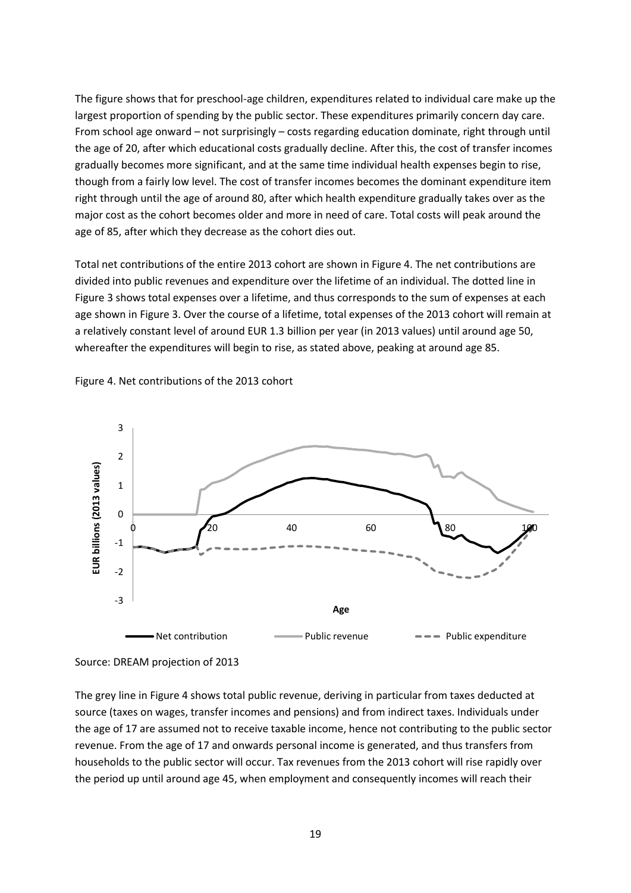The figure shows that for preschool-age children, expenditures related to individual care make up the largest proportion of spending by the public sector. These expenditures primarily concern day care. From school age onward – not surprisingly – costs regarding education dominate, right through until the age of 20, after which educational costs gradually decline. After this, the cost of transfer incomes gradually becomes more significant, and at the same time individual health expenses begin to rise, though from a fairly low level. The cost of transfer incomes becomes the dominant expenditure item right through until the age of around 80, after which health expenditure gradually takes over as the major cost as the cohort becomes older and more in need of care. Total costs will peak around the age of 85, after which they decrease as the cohort dies out.

Total net contributions of the entire 2013 cohort are shown in Figure 4. The net contributions are divided into public revenues and expenditure over the lifetime of an individual. The dotted line in Figure 3 shows total expenses over a lifetime, and thus corresponds to the sum of expenses at each age shown in Figure 3. Over the course of a lifetime, total expenses of the 2013 cohort will remain at a relatively constant level of around EUR 1.3 billion per year (in 2013 values) until around age 50, whereafter the expenditures will begin to rise, as stated above, peaking at around age 85.

Figure 4. Net contributions of the 2013 cohort

Source: DREAM projection of 2013

The grey line in Figure 4 shows total public revenue, deriving in particular from taxes deducted at source (taxes on wages, transfer incomes and pensions) and from indirect taxes. Individuals under the age of 17 are assumed not to receive taxable income, hence not contributing to the public sector revenue. From the age of 17 and onwards personal income is generated, and thus transfers from households to the public sector will occur. Tax revenues from the 2013 cohort will rise rapidly over the period up until around age 45, when employment and consequently incomes will reach their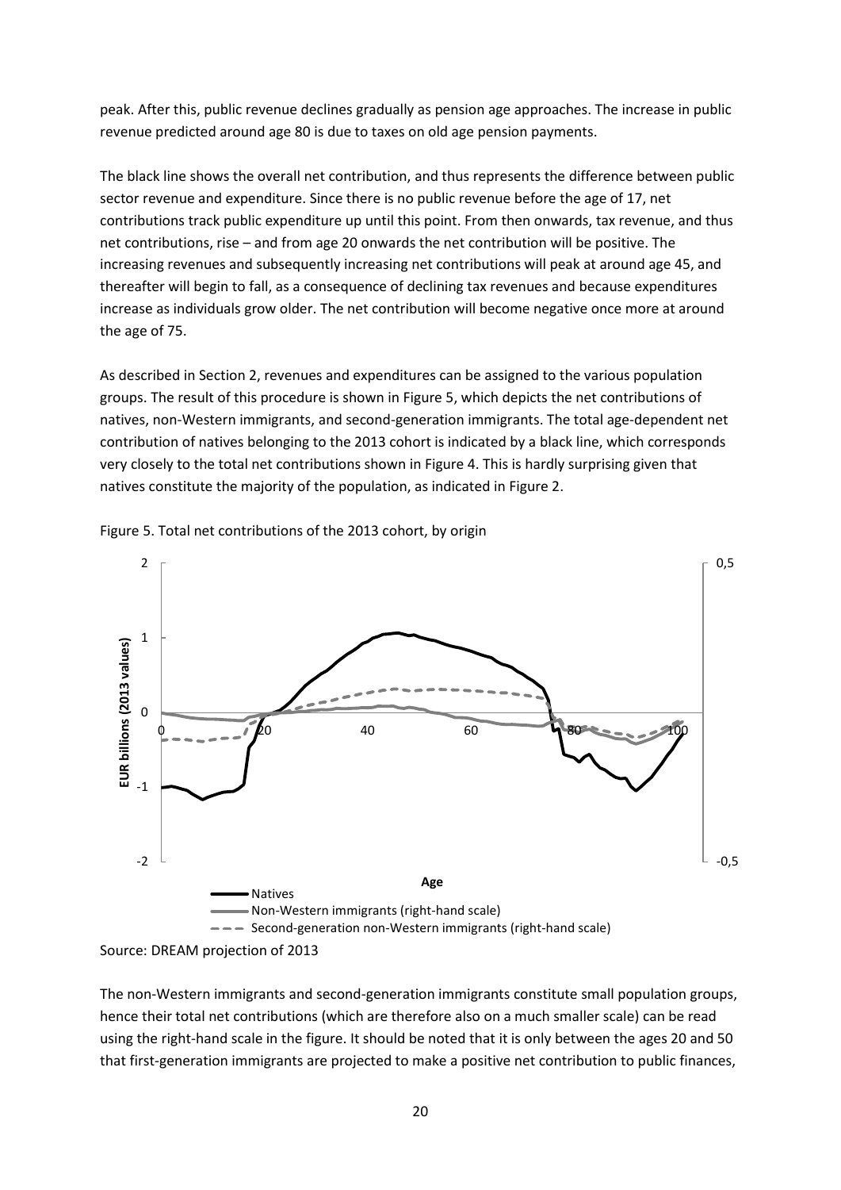peak. After this, public revenue declines gradually as pension age approaches. The increase in public revenue predicted around age 80 is due to taxes on old age pension payments.

The black line shows the overall net contribution, and thus represents the difference between public sector revenue and expenditure. Since there is no public revenue before the age of 17, net contributions track public expenditure up until this point. From then onwards, tax revenue, and thus net contributions, rise – and from age 20 onwards the net contribution will be positive. The increasing revenues and subsequently increasing net contributions will peak at around age 45, and thereafter will begin to fall, as a consequence of declining tax revenues and because expenditures increase as individuals grow older. The net contribution will become negative once more at around the age of 75.

As described in Section 2, revenues and expenditures can be assigned to the various population groups. The result of this procedure is shown in Figure 5, which depicts the net contributions of natives, non-Western immigrants, and second-generation immigrants. The total age-dependent net contribution of natives belonging to the 2013 cohort is indicated by a black line, which corresponds very closely to the total net contributions shown in Figure 4. This is hardly surprising given that natives constitute the majority of the population, as indicated in Figure 2.

Figure 5. Total net contributions of the 2013 cohort, by origin

Source: DREAM projection of 2013

The non-Western immigrants and second-generation immigrants constitute small population groups, hence their total net contributions (which are therefore also on a much smaller scale) can be read using the right-hand scale in the figure. It should be noted that it is only between the ages 20 and 50 that first-generation immigrants are projected to make a positive net contribution to public finances,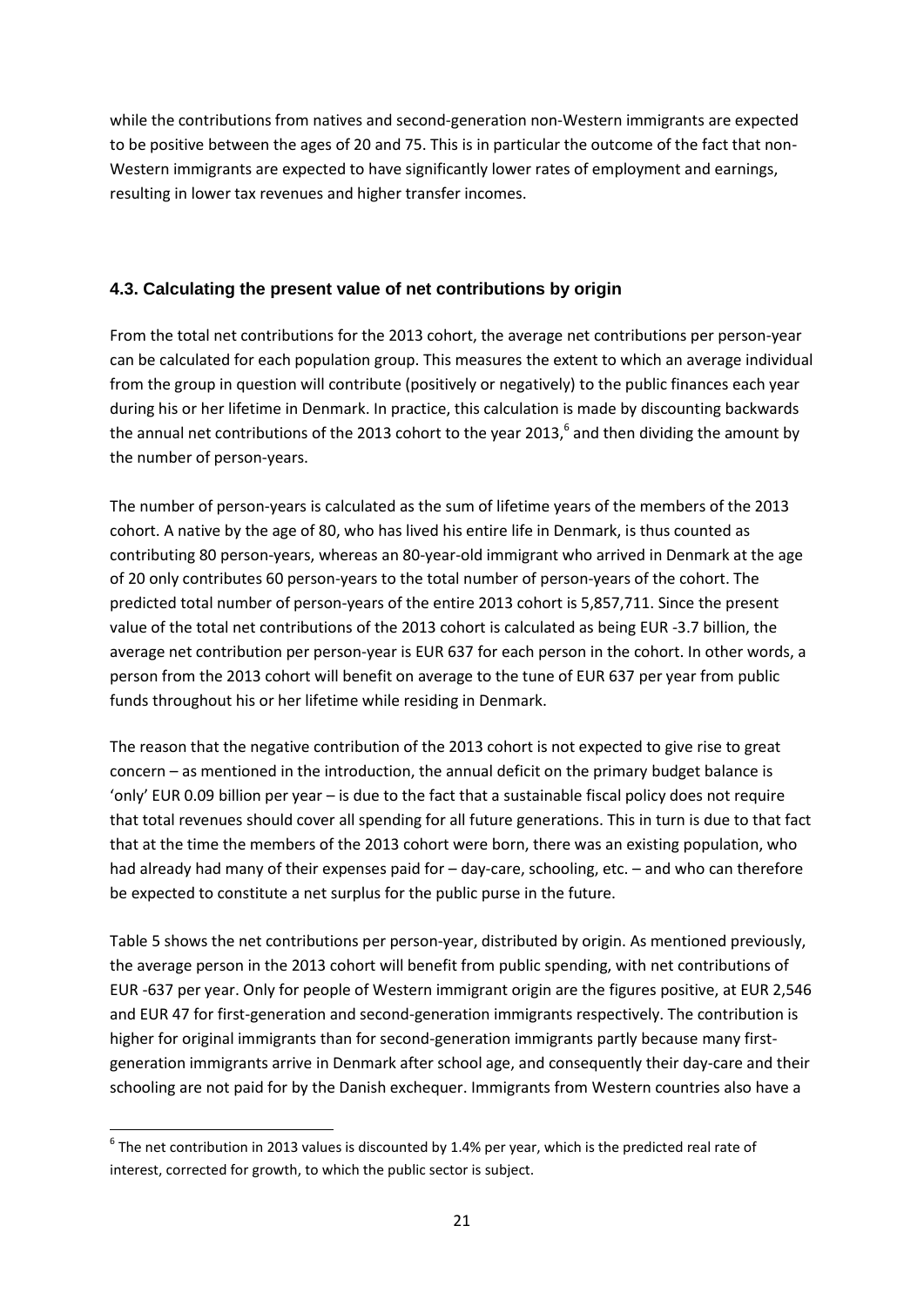while the contributions from natives and second-generation non-Western immigrants are expected to be positive between the ages of 20 and 75. This is in particular the outcome of the fact that non-Western immigrants are expected to have significantly lower rates of employment and earnings, resulting in lower tax revenues and higher transfer incomes.

### 4.3. Calculating the present value of net contributions by origin

From the total net contributions for the 2013 cohort, the average net contributions per person-year can be calculated for each population group. This measures the extent to which an average individual from the group in question will contribute (positively or negatively) to the public finances each year during his or her lifetime in Denmark. In practice, this calculation is made by discounting backwards the annual net contributions of the 2013 cohort to the year 2013,[6] and then dividing the amount by the number of person-years.

The number of person-years is calculated as the sum of lifetime years of the members of the 2013 cohort. A native by the age of 80, who has lived his entire life in Denmark, is thus counted as contributing 80 person-years, whereas an 80-year-old immigrant who arrived in Denmark at the age of 20 only contributes 60 person-years to the total number of person-years of the cohort. The predicted total number of person-years of the entire 2013 cohort is 5,857,711. Since the present value of the total net contributions of the 2013 cohort is calculated as being EUR -3.7 billion, the average net contribution per person-year is EUR 637 for each person in the cohort. In other words, a person from the 2013 cohort will benefit on average to the tune of EUR 637 per year from public funds throughout his or her lifetime while residing in Denmark.

The reason that the negative contribution of the 2013 cohort is not expected to give rise to great concern – as mentioned in the introduction, the annual deficit on the primary budget balance is 'only' EUR 0.09 billion per year – is due to the fact that a sustainable fiscal policy does not require that total revenues should cover all spending for all future generations. This in turn is due to that fact that at the time the members of the 2013 cohort were born, there was an existing population, who had already had many of their expenses paid for – day-care, schooling, etc. – and who can therefore be expected to constitute a net surplus for the public purse in the future.

Table 5 shows the net contributions per person-year, distributed by origin. As mentioned previously, the average person in the 2013 cohort will benefit from public spending, with net contributions of EUR -637 per year. Only for people of Western immigrant origin are the figures positive, at EUR 2,546 and EUR 47 for first-generation and second-generation immigrants respectively. The contribution is higher for original immigrants than for second-generation immigrants partly because many first-generation immigrants arrive in Denmark after school age, and consequently their day-care and their schooling are not paid for by the Danish exchequer. Immigrants from Western countries also have a

[6] The net contribution in 2013 values is discounted by 1.4% per year, which is the predicted real rate of interest, corrected for growth, to which the public sector is subject.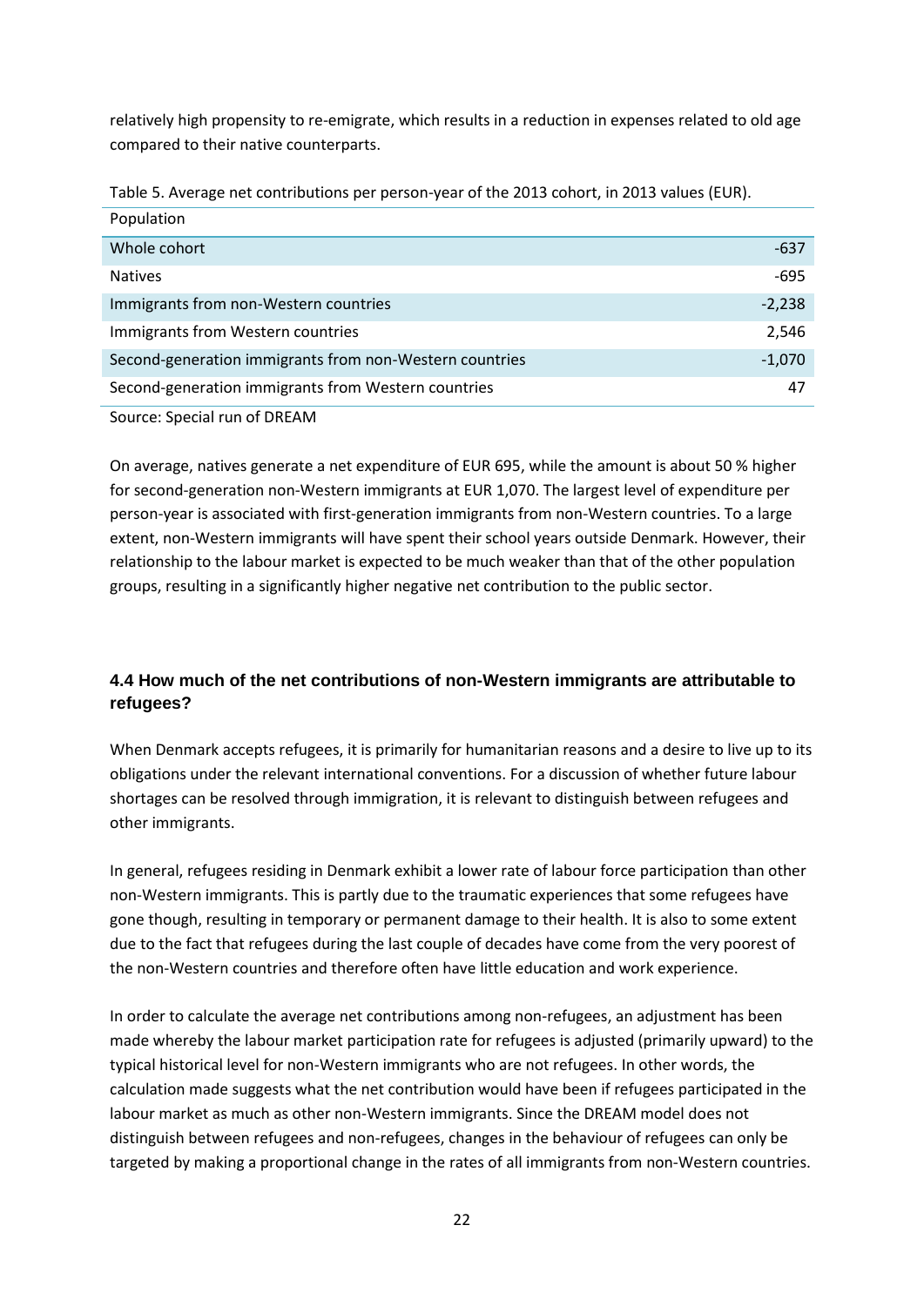relatively high propensity to re-emigrate, which results in a reduction in expenses related to old age compared to their native counterparts.

Table 5. Average net contributions per person-year of the 2013 cohort, in 2013 values (EUR).

| Population | |
|---|---:|
| Whole cohort | -637 |
| Natives | -695 |
| Immigrants from non-Western countries | -2,238 |
| Immigrants from Western countries | 2,546 |
| Second-generation immigrants from non-Western countries | -1,070 |
| Second-generation immigrants from Western countries | 47 |

Source: Special run of DREAM

On average, natives generate a net expenditure of EUR 695, while the amount is about 50 % higher for second-generation non-Western immigrants at EUR 1,070. The largest level of expenditure per person-year is associated with first-generation immigrants from non-Western countries. To a large extent, non-Western immigrants will have spent their school years outside Denmark. However, their relationship to the labour market is expected to be much weaker than that of the other population groups, resulting in a significantly higher negative net contribution to the public sector.

### 4.4 How much of the net contributions of non-Western immigrants are attributable to refugees?

When Denmark accepts refugees, it is primarily for humanitarian reasons and a desire to live up to its obligations under the relevant international conventions. For a discussion of whether future labour shortages can be resolved through immigration, it is relevant to distinguish between refugees and other immigrants.

In general, refugees residing in Denmark exhibit a lower rate of labour force participation than other non-Western immigrants. This is partly due to the traumatic experiences that some refugees have gone though, resulting in temporary or permanent damage to their health. It is also to some extent due to the fact that refugees during the last couple of decades have come from the very poorest of the non-Western countries and therefore often have little education and work experience.

In order to calculate the average net contributions among non-refugees, an adjustment has been made whereby the labour market participation rate for refugees is adjusted (primarily upward) to the typical historical level for non-Western immigrants who are not refugees. In other words, the calculation made suggests what the net contribution would have been if refugees participated in the labour market as much as other non-Western immigrants. Since the DREAM model does not distinguish between refugees and non-refugees, changes in the behaviour of refugees can only be targeted by making a proportional change in the rates of all immigrants from non-Western countries.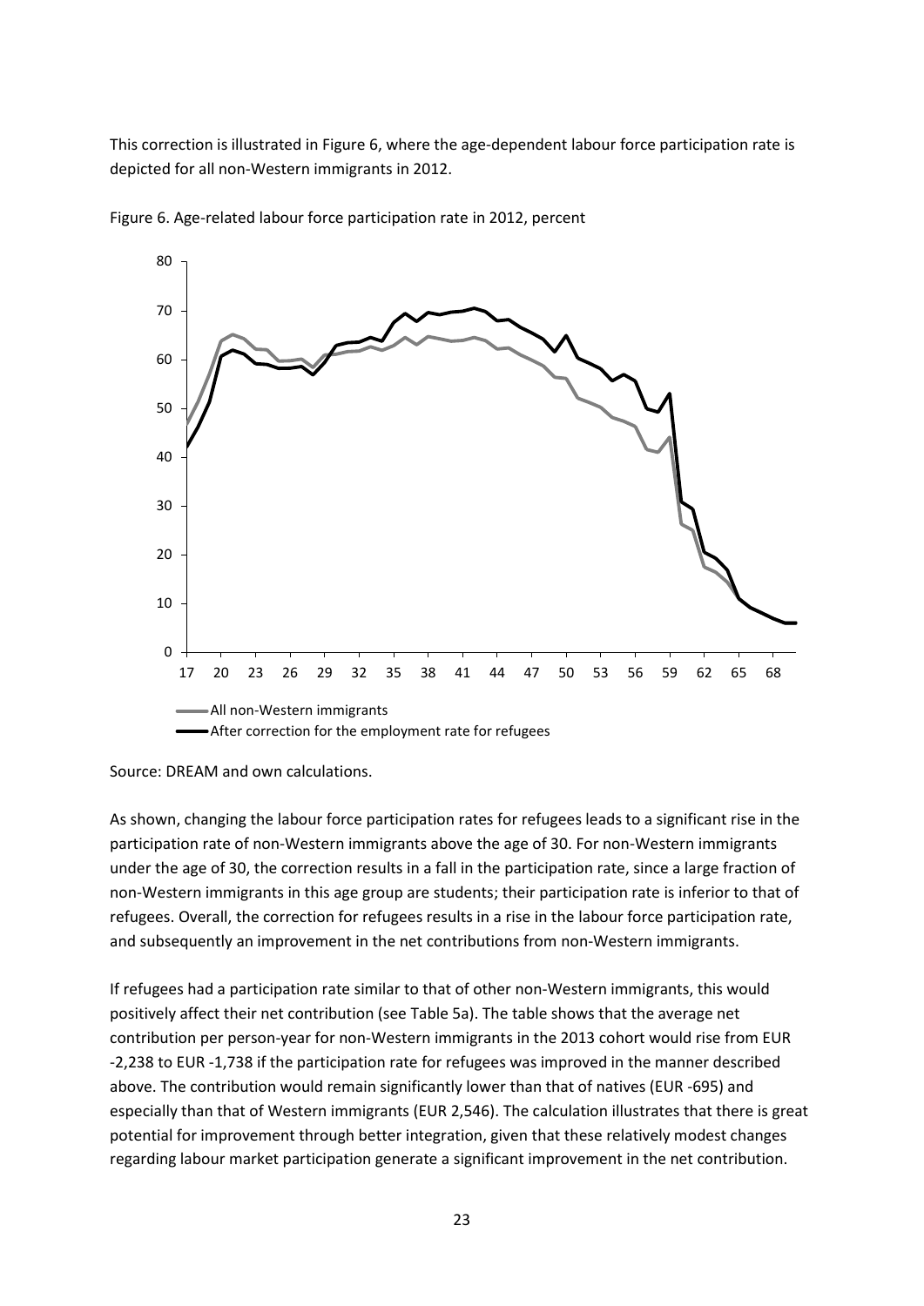This correction is illustrated in Figure 6, where the age-dependent labour force participation rate is depicted for all non-Western immigrants in 2012.

Figure 6. Age-related labour force participation rate in 2012, percent

Source: DREAM and own calculations.

As shown, changing the labour force participation rates for refugees leads to a significant rise in the participation rate of non-Western immigrants above the age of 30. For non-Western immigrants under the age of 30, the correction results in a fall in the participation rate, since a large fraction of non-Western immigrants in this age group are students; their participation rate is inferior to that of refugees. Overall, the correction for refugees results in a rise in the labour force participation rate, and subsequently an improvement in the net contributions from non-Western immigrants.

If refugees had a participation rate similar to that of other non-Western immigrants, this would positively affect their net contribution (see Table 5a). The table shows that the average net contribution per person-year for non-Western immigrants in the 2013 cohort would rise from EUR -2,238 to EUR -1,738 if the participation rate for refugees was improved in the manner described above. The contribution would remain significantly lower than that of natives (EUR -695) and especially than that of Western immigrants (EUR 2,546). The calculation illustrates that there is great potential for improvement through better integration, given that these relatively modest changes regarding labour market participation generate a significant improvement in the net contribution.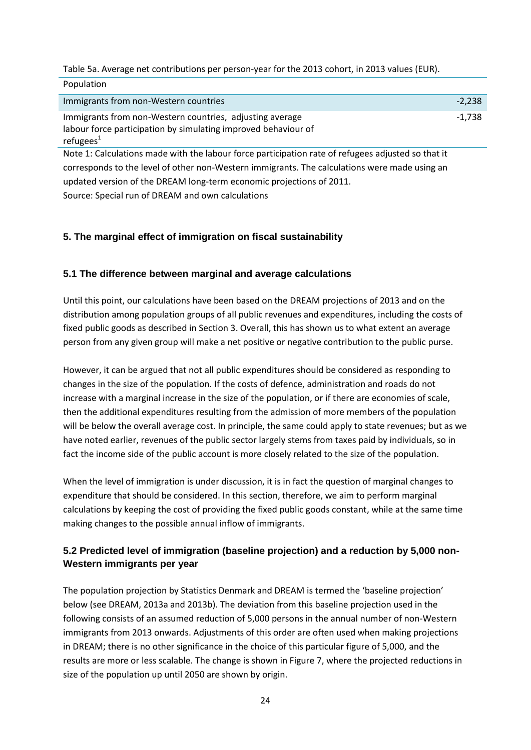Table 5a. Average net contributions per person-year for the 2013 cohort, in 2013 values (EUR).

| Population | |
|---|---|
| Immigrants from non-Western countries | -2,238 |
| Immigrants from non-Western countries, adjusting average labour force participation by simulating improved behaviour of refugees[1] | -1,738 |

Note 1: Calculations made with the labour force participation rate of refugees adjusted so that it corresponds to the level of other non-Western immigrants. The calculations were made using an updated version of the DREAM long-term economic projections of 2011.

Source: Special run of DREAM and own calculations

## 5. The marginal effect of immigration on fiscal sustainability

### 5.1 The difference between marginal and average calculations

Until this point, our calculations have been based on the DREAM projections of 2013 and on the distribution among population groups of all public revenues and expenditures, including the costs of fixed public goods as described in Section 3. Overall, this has shown us to what extent an average person from any given group will make a net positive or negative contribution to the public purse.

However, it can be argued that not all public expenditures should be considered as responding to changes in the size of the population. If the costs of defence, administration and roads do not increase with a marginal increase in the size of the population, or if there are economies of scale, then the additional expenditures resulting from the admission of more members of the population will be below the overall average cost. In principle, the same could apply to state revenues; but as we have noted earlier, revenues of the public sector largely stems from taxes paid by individuals, so in fact the income side of the public account is more closely related to the size of the population.

When the level of immigration is under discussion, it is in fact the question of marginal changes to expenditure that should be considered. In this section, therefore, we aim to perform marginal calculations by keeping the cost of providing the fixed public goods constant, while at the same time making changes to the possible annual inflow of immigrants.

### 5.2 Predicted level of immigration (baseline projection) and a reduction by 5,000 non-Western immigrants per year

The population projection by Statistics Denmark and DREAM is termed the 'baseline projection' below (see DREAM, 2013a and 2013b). The deviation from this baseline projection used in the following consists of an assumed reduction of 5,000 persons in the annual number of non-Western immigrants from 2013 onwards. Adjustments of this order are often used when making projections in DREAM; there is no other significance in the choice of this particular figure of 5,000, and the results are more or less scalable. The change is shown in Figure 7, where the projected reductions in size of the population up until 2050 are shown by origin.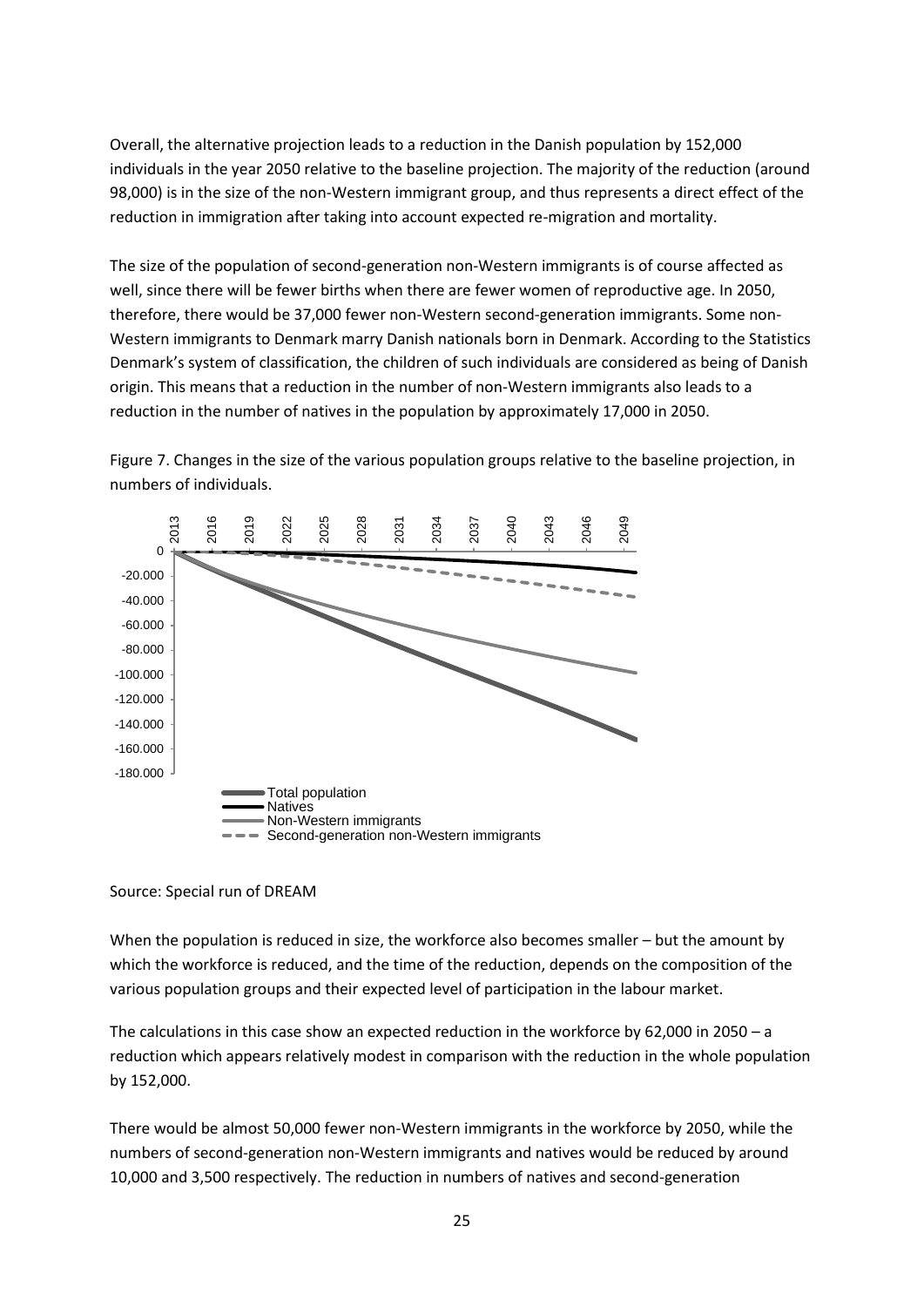Overall, the alternative projection leads to a reduction in the Danish population by 152,000 individuals in the year 2050 relative to the baseline projection. The majority of the reduction (around 98,000) is in the size of the non-Western immigrant group, and thus represents a direct effect of the reduction in immigration after taking into account expected re-migration and mortality.

The size of the population of second-generation non-Western immigrants is of course affected as well, since there will be fewer births when there are fewer women of reproductive age. In 2050, therefore, there would be 37,000 fewer non-Western second-generation immigrants. Some non-Western immigrants to Denmark marry Danish nationals born in Denmark. According to the Statistics Denmark's system of classification, the children of such individuals are considered as being of Danish origin. This means that a reduction in the number of non-Western immigrants also leads to a reduction in the number of natives in the population by approximately 17,000 in 2050.

Figure 7. Changes in the size of the various population groups relative to the baseline projection, in numbers of individuals.

Source: Special run of DREAM

When the population is reduced in size, the workforce also becomes smaller – but the amount by which the workforce is reduced, and the time of the reduction, depends on the composition of the various population groups and their expected level of participation in the labour market.

The calculations in this case show an expected reduction in the workforce by 62,000 in 2050 – a reduction which appears relatively modest in comparison with the reduction in the whole population by 152,000.

There would be almost 50,000 fewer non-Western immigrants in the workforce by 2050, while the numbers of second-generation non-Western immigrants and natives would be reduced by around 10,000 and 3,500 respectively. The reduction in numbers of natives and second-generation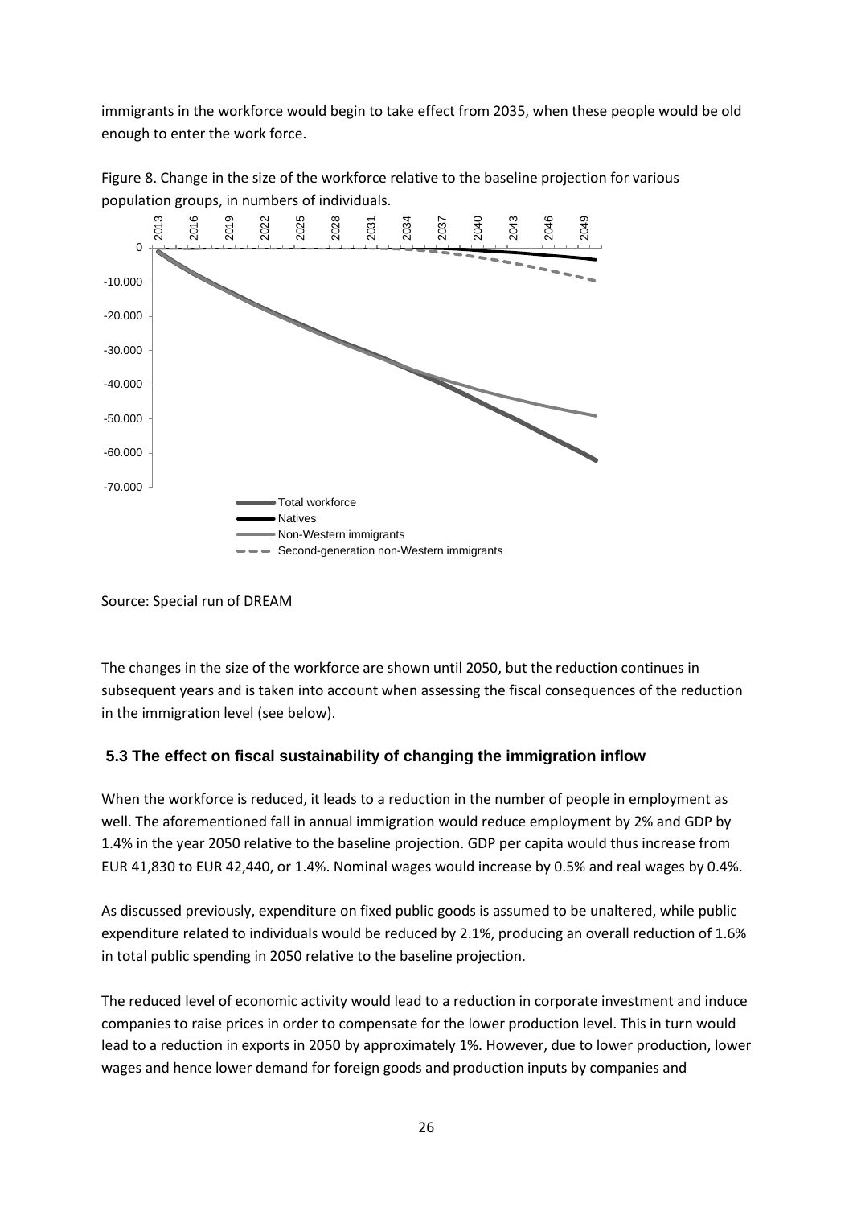immigrants in the workforce would begin to take effect from 2035, when these people would be old enough to enter the work force.

Figure 8. Change in the size of the workforce relative to the baseline projection for various population groups, in numbers of individuals.

Source: Special run of DREAM

The changes in the size of the workforce are shown until 2050, but the reduction continues in subsequent years and is taken into account when assessing the fiscal consequences of the reduction in the immigration level (see below).

## 5.3 The effect on fiscal sustainability of changing the immigration inflow

When the workforce is reduced, it leads to a reduction in the number of people in employment as well. The aforementioned fall in annual immigration would reduce employment by 2% and GDP by 1.4% in the year 2050 relative to the baseline projection. GDP per capita would thus increase from EUR 41,830 to EUR 42,440, or 1.4%. Nominal wages would increase by 0.5% and real wages by 0.4%.

As discussed previously, expenditure on fixed public goods is assumed to be unaltered, while public expenditure related to individuals would be reduced by 2.1%, producing an overall reduction of 1.6% in total public spending in 2050 relative to the baseline projection.

The reduced level of economic activity would lead to a reduction in corporate investment and induce companies to raise prices in order to compensate for the lower production level. This in turn would lead to a reduction in exports in 2050 by approximately 1%. However, due to lower production, lower wages and hence lower demand for foreign goods and production inputs by companies and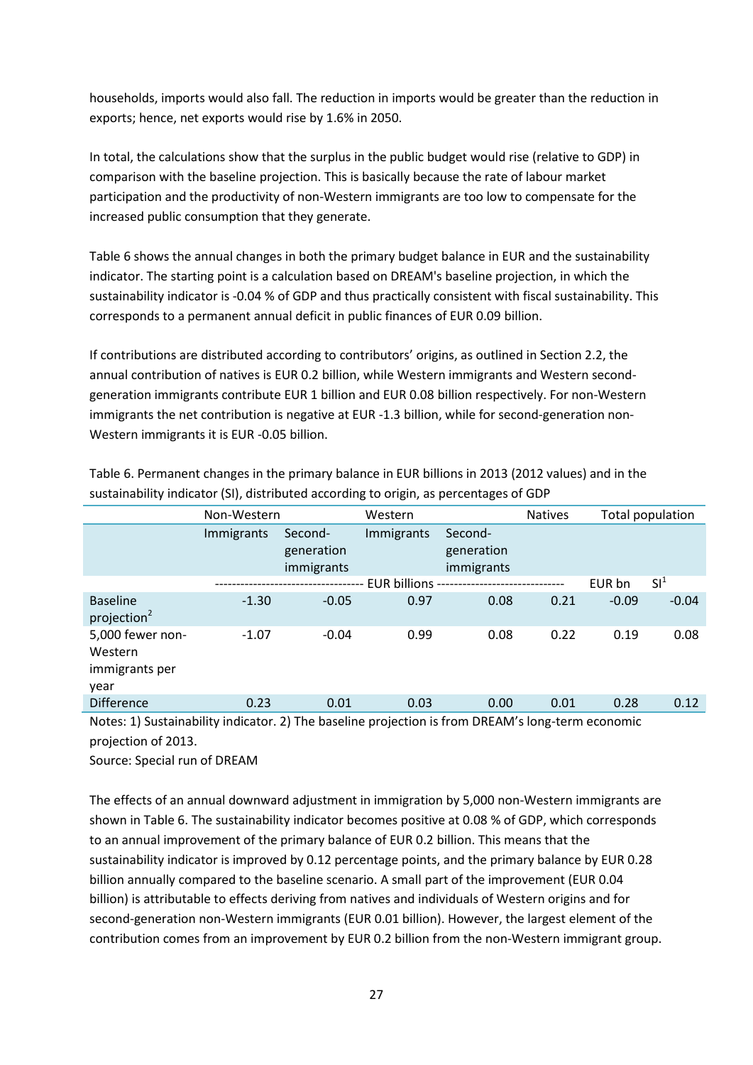households, imports would also fall. The reduction in imports would be greater than the reduction in exports; hence, net exports would rise by 1.6% in 2050.

In total, the calculations show that the surplus in the public budget would rise (relative to GDP) in comparison with the baseline projection. This is basically because the rate of labour market participation and the productivity of non-Western immigrants are too low to compensate for the increased public consumption that they generate.

Table 6 shows the annual changes in both the primary budget balance in EUR and the sustainability indicator. The starting point is a calculation based on DREAM's baseline projection, in which the sustainability indicator is -0.04 % of GDP and thus practically consistent with fiscal sustainability. This corresponds to a permanent annual deficit in public finances of EUR 0.09 billion.

If contributions are distributed according to contributors' origins, as outlined in Section 2.2, the annual contribution of natives is EUR 0.2 billion, while Western immigrants and Western second-generation immigrants contribute EUR 1 billion and EUR 0.08 billion respectively. For non-Western immigrants the net contribution is negative at EUR -1.3 billion, while for second-generation non-Western immigrants it is EUR -0.05 billion.

Table 6. Permanent changes in the primary balance in EUR billions in 2013 (2012 values) and in the sustainability indicator (SI), distributed according to origin, as percentages of GDP

| | Non-Western | | Western | | Natives | Total population | |
|---|---|---|---|---|---|---|---|
| | Immigrants | Second-generation immigrants | Immigrants | Second-generation immigrants | | | |
| | EUR billions | | | | | EUR bn | SI[1] |
| Baseline projection[2] | -1.30 | -0.05 | 0.97 | 0.08 | 0.21 | -0.09 | -0.04 |
| 5,000 fewer non-Western immigrants per year | -1.07 | -0.04 | 0.99 | 0.08 | 0.22 | 0.19 | 0.08 |
| Difference | 0.23 | 0.01 | 0.03 | 0.00 | 0.01 | 0.28 | 0.12 |

Notes: 1) Sustainability indicator. 2) The baseline projection is from DREAM's long-term economic projection of 2013.

Source: Special run of DREAM

The effects of an annual downward adjustment in immigration by 5,000 non-Western immigrants are shown in Table 6. The sustainability indicator becomes positive at 0.08 % of GDP, which corresponds to an annual improvement of the primary balance of EUR 0.2 billion. This means that the sustainability indicator is improved by 0.12 percentage points, and the primary balance by EUR 0.28 billion annually compared to the baseline scenario. A small part of the improvement (EUR 0.04 billion) is attributable to effects deriving from natives and individuals of Western origins and for second-generation non-Western immigrants (EUR 0.01 billion). However, the largest element of the contribution comes from an improvement by EUR 0.2 billion from the non-Western immigrant group.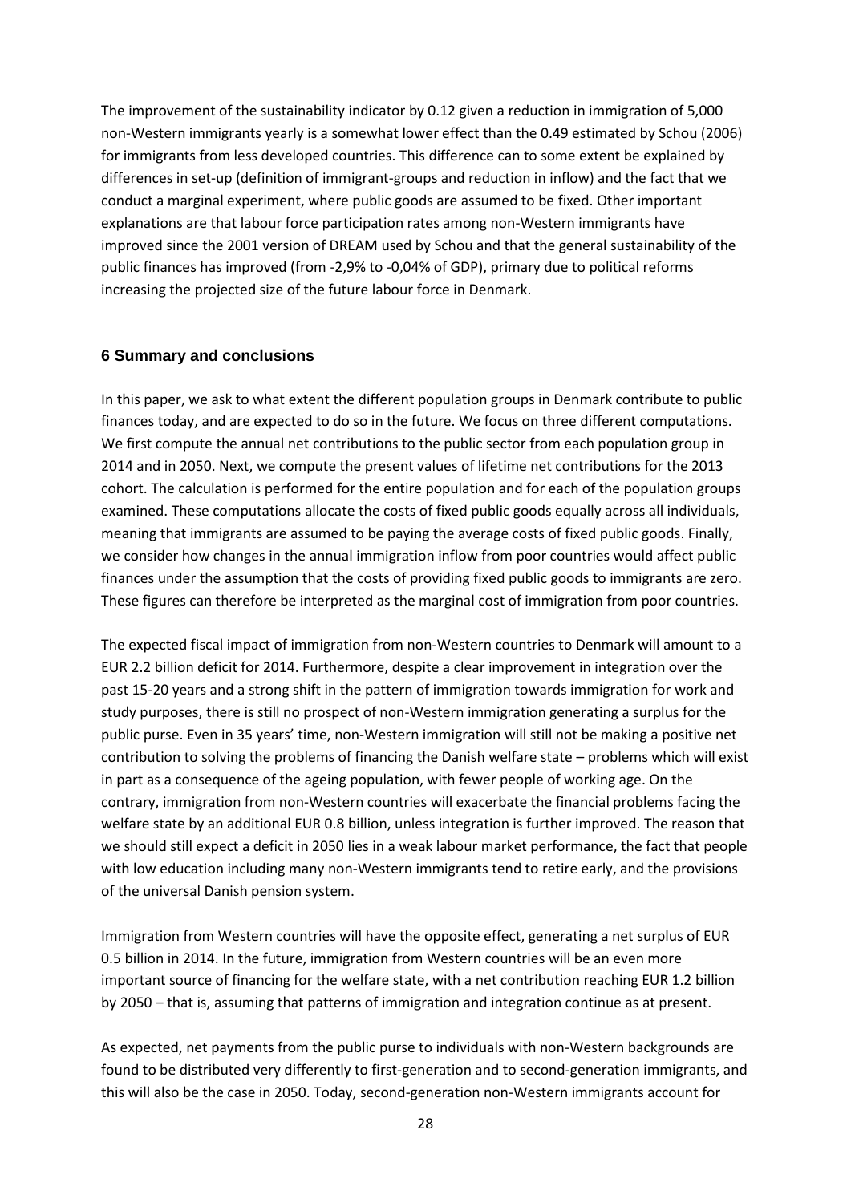The improvement of the sustainability indicator by 0.12 given a reduction in immigration of 5,000 non-Western immigrants yearly is a somewhat lower effect than the 0.49 estimated by Schou (2006) for immigrants from less developed countries. This difference can to some extent be explained by differences in set-up (definition of immigrant-groups and reduction in inflow) and the fact that we conduct a marginal experiment, where public goods are assumed to be fixed. Other important explanations are that labour force participation rates among non-Western immigrants have improved since the 2001 version of DREAM used by Schou and that the general sustainability of the public finances has improved (from -2,9% to -0,04% of GDP), primary due to political reforms increasing the projected size of the future labour force in Denmark.

## 6 Summary and conclusions

In this paper, we ask to what extent the different population groups in Denmark contribute to public finances today, and are expected to do so in the future. We focus on three different computations. We first compute the annual net contributions to the public sector from each population group in 2014 and in 2050. Next, we compute the present values of lifetime net contributions for the 2013 cohort. The calculation is performed for the entire population and for each of the population groups examined. These computations allocate the costs of fixed public goods equally across all individuals, meaning that immigrants are assumed to be paying the average costs of fixed public goods. Finally, we consider how changes in the annual immigration inflow from poor countries would affect public finances under the assumption that the costs of providing fixed public goods to immigrants are zero. These figures can therefore be interpreted as the marginal cost of immigration from poor countries.

The expected fiscal impact of immigration from non-Western countries to Denmark will amount to a EUR 2.2 billion deficit for 2014. Furthermore, despite a clear improvement in integration over the past 15-20 years and a strong shift in the pattern of immigration towards immigration for work and study purposes, there is still no prospect of non-Western immigration generating a surplus for the public purse. Even in 35 years' time, non-Western immigration will still not be making a positive net contribution to solving the problems of financing the Danish welfare state – problems which will exist in part as a consequence of the ageing population, with fewer people of working age. On the contrary, immigration from non-Western countries will exacerbate the financial problems facing the welfare state by an additional EUR 0.8 billion, unless integration is further improved. The reason that we should still expect a deficit in 2050 lies in a weak labour market performance, the fact that people with low education including many non-Western immigrants tend to retire early, and the provisions of the universal Danish pension system.

Immigration from Western countries will have the opposite effect, generating a net surplus of EUR 0.5 billion in 2014. In the future, immigration from Western countries will be an even more important source of financing for the welfare state, with a net contribution reaching EUR 1.2 billion by 2050 – that is, assuming that patterns of immigration and integration continue as at present.

As expected, net payments from the public purse to individuals with non-Western backgrounds are found to be distributed very differently to first-generation and to second-generation immigrants, and this will also be the case in 2050. Today, second-generation non-Western immigrants account for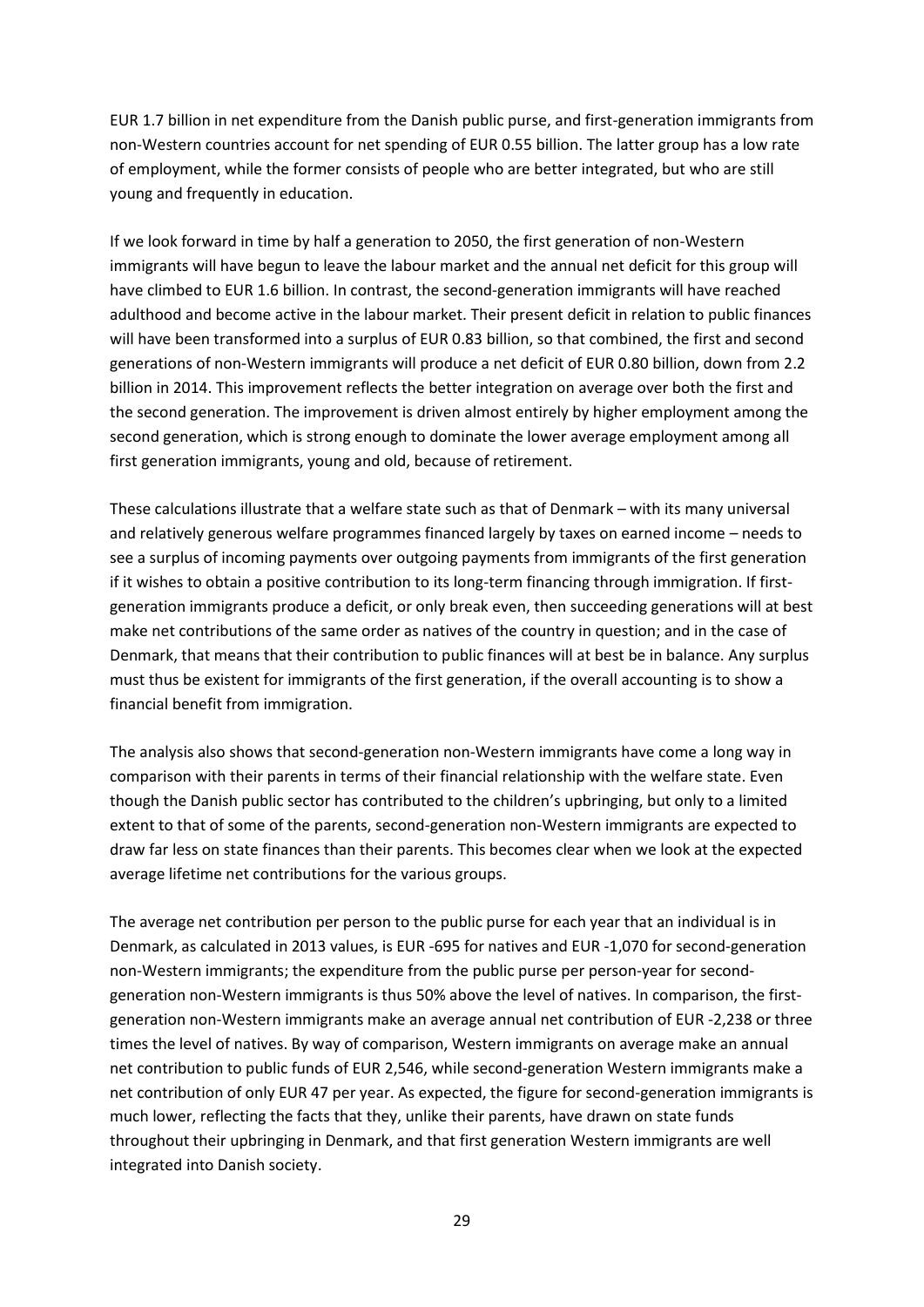EUR 1.7 billion in net expenditure from the Danish public purse, and first-generation immigrants from non-Western countries account for net spending of EUR 0.55 billion. The latter group has a low rate of employment, while the former consists of people who are better integrated, but who are still young and frequently in education.

If we look forward in time by half a generation to 2050, the first generation of non-Western immigrants will have begun to leave the labour market and the annual net deficit for this group will have climbed to EUR 1.6 billion. In contrast, the second-generation immigrants will have reached adulthood and become active in the labour market. Their present deficit in relation to public finances will have been transformed into a surplus of EUR 0.83 billion, so that combined, the first and second generations of non-Western immigrants will produce a net deficit of EUR 0.80 billion, down from 2.2 billion in 2014. This improvement reflects the better integration on average over both the first and the second generation. The improvement is driven almost entirely by higher employment among the second generation, which is strong enough to dominate the lower average employment among all first generation immigrants, young and old, because of retirement.

These calculations illustrate that a welfare state such as that of Denmark – with its many universal and relatively generous welfare programmes financed largely by taxes on earned income – needs to see a surplus of incoming payments over outgoing payments from immigrants of the first generation if it wishes to obtain a positive contribution to its long-term financing through immigration. If first-generation immigrants produce a deficit, or only break even, then succeeding generations will at best make net contributions of the same order as natives of the country in question; and in the case of Denmark, that means that their contribution to public finances will at best be in balance. Any surplus must thus be existent for immigrants of the first generation, if the overall accounting is to show a financial benefit from immigration.

The analysis also shows that second-generation non-Western immigrants have come a long way in comparison with their parents in terms of their financial relationship with the welfare state. Even though the Danish public sector has contributed to the children's upbringing, but only to a limited extent to that of some of the parents, second-generation non-Western immigrants are expected to draw far less on state finances than their parents. This becomes clear when we look at the expected average lifetime net contributions for the various groups.

The average net contribution per person to the public purse for each year that an individual is in Denmark, as calculated in 2013 values, is EUR -695 for natives and EUR -1,070 for second-generation non-Western immigrants; the expenditure from the public purse per person-year for second-generation non-Western immigrants is thus 50% above the level of natives. In comparison, the first-generation non-Western immigrants make an average annual net contribution of EUR -2,238 or three times the level of natives. By way of comparison, Western immigrants on average make an annual net contribution to public funds of EUR 2,546, while second-generation Western immigrants make a net contribution of only EUR 47 per year. As expected, the figure for second-generation immigrants is much lower, reflecting the facts that they, unlike their parents, have drawn on state funds throughout their upbringing in Denmark, and that first generation Western immigrants are well integrated into Danish society.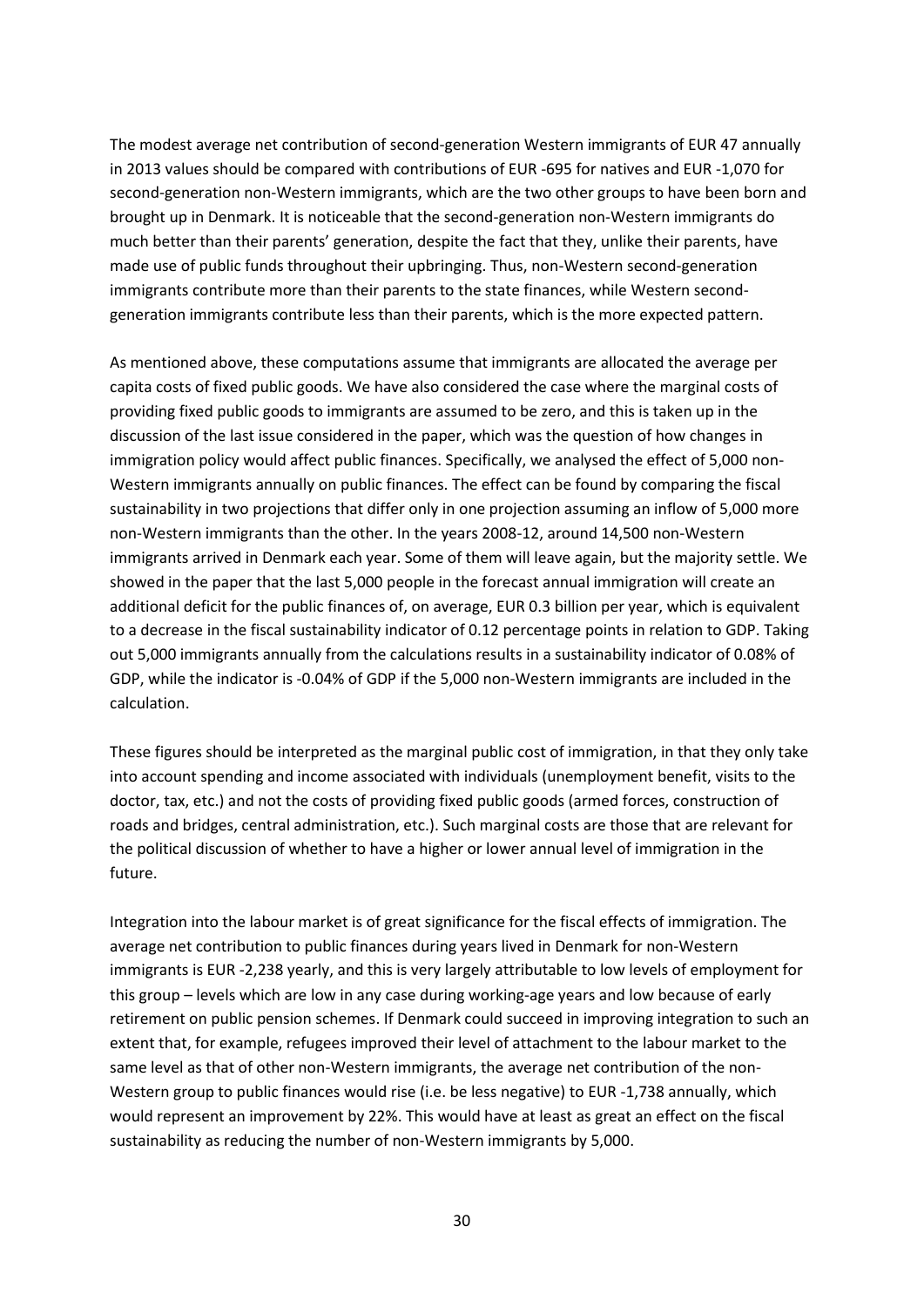The modest average net contribution of second-generation Western immigrants of EUR 47 annually in 2013 values should be compared with contributions of EUR -695 for natives and EUR -1,070 for second-generation non-Western immigrants, which are the two other groups to have been born and brought up in Denmark. It is noticeable that the second-generation non-Western immigrants do much better than their parents' generation, despite the fact that they, unlike their parents, have made use of public funds throughout their upbringing. Thus, non-Western second-generation immigrants contribute more than their parents to the state finances, while Western second-generation immigrants contribute less than their parents, which is the more expected pattern.

As mentioned above, these computations assume that immigrants are allocated the average per capita costs of fixed public goods. We have also considered the case where the marginal costs of providing fixed public goods to immigrants are assumed to be zero, and this is taken up in the discussion of the last issue considered in the paper, which was the question of how changes in immigration policy would affect public finances. Specifically, we analysed the effect of 5,000 non-Western immigrants annually on public finances. The effect can be found by comparing the fiscal sustainability in two projections that differ only in one projection assuming an inflow of 5,000 more non-Western immigrants than the other. In the years 2008-12, around 14,500 non-Western immigrants arrived in Denmark each year. Some of them will leave again, but the majority settle. We showed in the paper that the last 5,000 people in the forecast annual immigration will create an additional deficit for the public finances of, on average, EUR 0.3 billion per year, which is equivalent to a decrease in the fiscal sustainability indicator of 0.12 percentage points in relation to GDP. Taking out 5,000 immigrants annually from the calculations results in a sustainability indicator of 0.08% of GDP, while the indicator is -0.04% of GDP if the 5,000 non-Western immigrants are included in the calculation.

These figures should be interpreted as the marginal public cost of immigration, in that they only take into account spending and income associated with individuals (unemployment benefit, visits to the doctor, tax, etc.) and not the costs of providing fixed public goods (armed forces, construction of roads and bridges, central administration, etc.). Such marginal costs are those that are relevant for the political discussion of whether to have a higher or lower annual level of immigration in the future.

Integration into the labour market is of great significance for the fiscal effects of immigration. The average net contribution to public finances during years lived in Denmark for non-Western immigrants is EUR -2,238 yearly, and this is very largely attributable to low levels of employment for this group – levels which are low in any case during working-age years and low because of early retirement on public pension schemes. If Denmark could succeed in improving integration to such an extent that, for example, refugees improved their level of attachment to the labour market to the same level as that of other non-Western immigrants, the average net contribution of the non-Western group to public finances would rise (i.e. be less negative) to EUR -1,738 annually, which would represent an improvement by 22%. This would have at least as great an effect on the fiscal sustainability as reducing the number of non-Western immigrants by 5,000.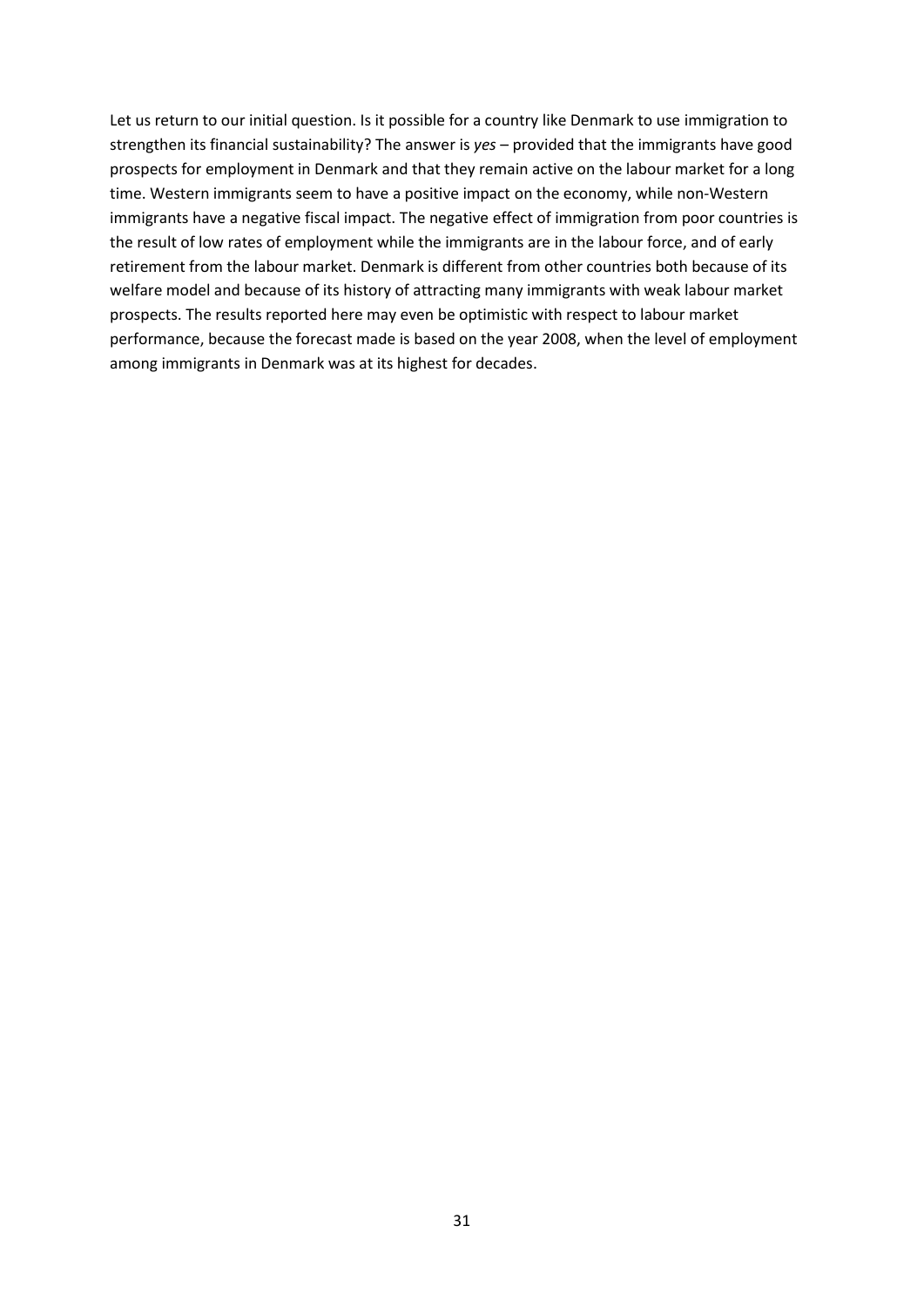Let us return to our initial question. Is it possible for a country like Denmark to use immigration to strengthen its financial sustainability? The answer is *yes* – provided that the immigrants have good prospects for employment in Denmark and that they remain active on the labour market for a long time. Western immigrants seem to have a positive impact on the economy, while non-Western immigrants have a negative fiscal impact. The negative effect of immigration from poor countries is the result of low rates of employment while the immigrants are in the labour force, and of early retirement from the labour market. Denmark is different from other countries both because of its welfare model and because of its history of attracting many immigrants with weak labour market prospects. The results reported here may even be optimistic with respect to labour market performance, because the forecast made is based on the year 2008, when the level of employment among immigrants in Denmark was at its highest for decades.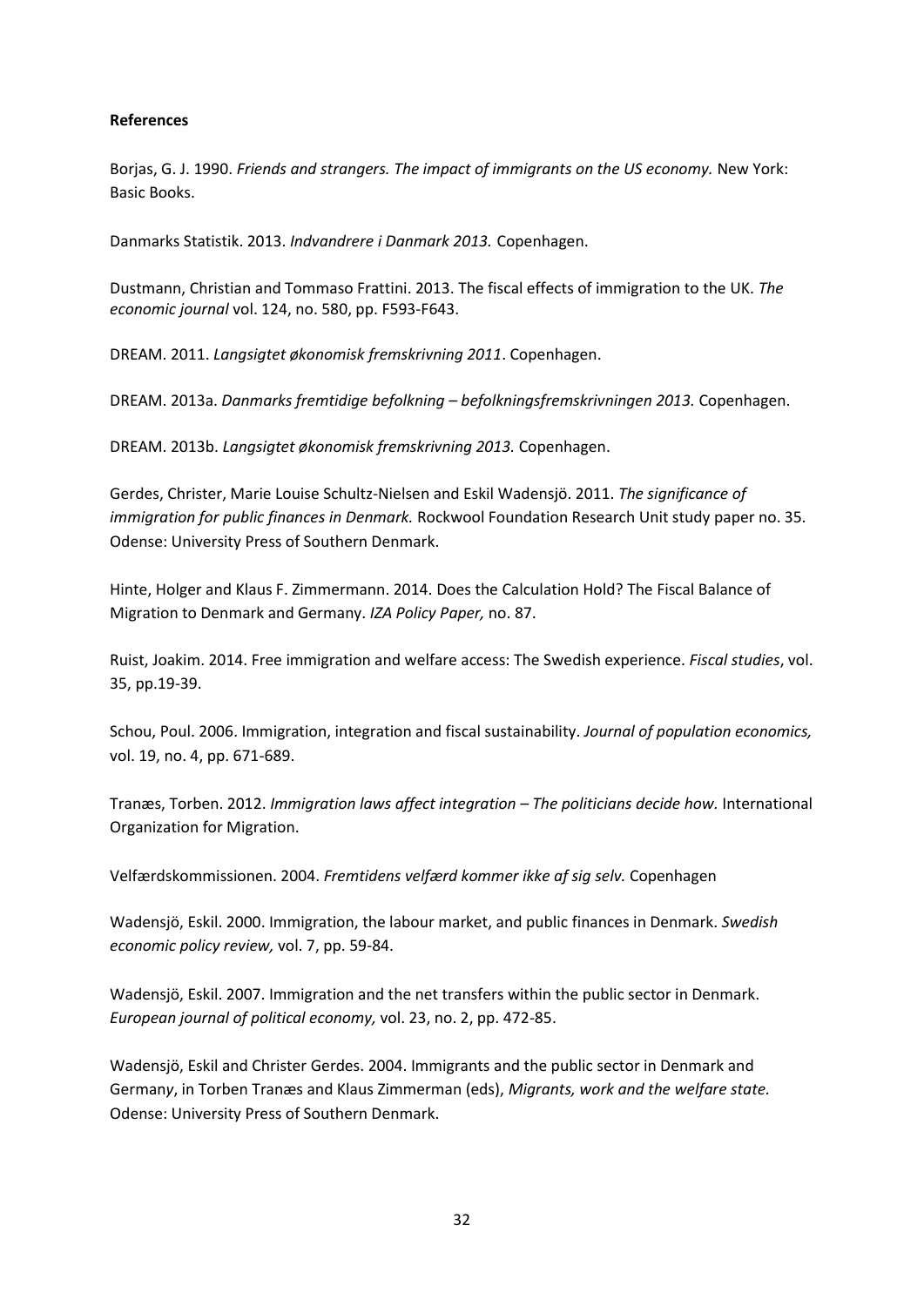**References**

Borjas, G. J. 1990. *Friends and strangers. The impact of immigrants on the US economy.* New York: Basic Books.

Danmarks Statistik. 2013. *Indvandrere i Danmark 2013.* Copenhagen.

Dustmann, Christian and Tommaso Frattini. 2013. The fiscal effects of immigration to the UK. *The economic journal* vol. 124, no. 580, pp. F593-F643.

DREAM. 2011. *Langsigtet økonomisk fremskrivning 2011*. Copenhagen.

DREAM. 2013a. *Danmarks fremtidige befolkning – befolkningsfremskrivningen 2013.* Copenhagen.

DREAM. 2013b. *Langsigtet økonomisk fremskrivning 2013.* Copenhagen.

Gerdes, Christer, Marie Louise Schultz-Nielsen and Eskil Wadensjö. 2011. *The significance of immigration for public finances in Denmark.* Rockwool Foundation Research Unit study paper no. 35. Odense: University Press of Southern Denmark.

Hinte, Holger and Klaus F. Zimmermann. 2014. Does the Calculation Hold? The Fiscal Balance of Migration to Denmark and Germany. *IZA Policy Paper,* no. 87.

Ruist, Joakim. 2014. Free immigration and welfare access: The Swedish experience. *Fiscal studies*, vol. 35, pp.19-39.

Schou, Poul. 2006. Immigration, integration and fiscal sustainability. *Journal of population economics,* vol. 19, no. 4, pp. 671-689.

Tranæs, Torben. 2012. *Immigration laws affect integration – The politicians decide how.* International Organization for Migration.

Velfærdskommissionen. 2004. *Fremtidens velfærd kommer ikke af sig selv.* Copenhagen

Wadensjö, Eskil. 2000. Immigration, the labour market, and public finances in Denmark. *Swedish economic policy review,* vol. 7, pp. 59-84.

Wadensjö, Eskil. 2007. Immigration and the net transfers within the public sector in Denmark. *European journal of political economy,* vol. 23, no. 2, pp. 472-85.

Wadensjö, Eskil and Christer Gerdes. 2004. Immigrants and the public sector in Denmark and Germany, in Torben Tranæs and Klaus Zimmerman (eds), *Migrants, work and the welfare state.* Odense: University Press of Southern Denmark.